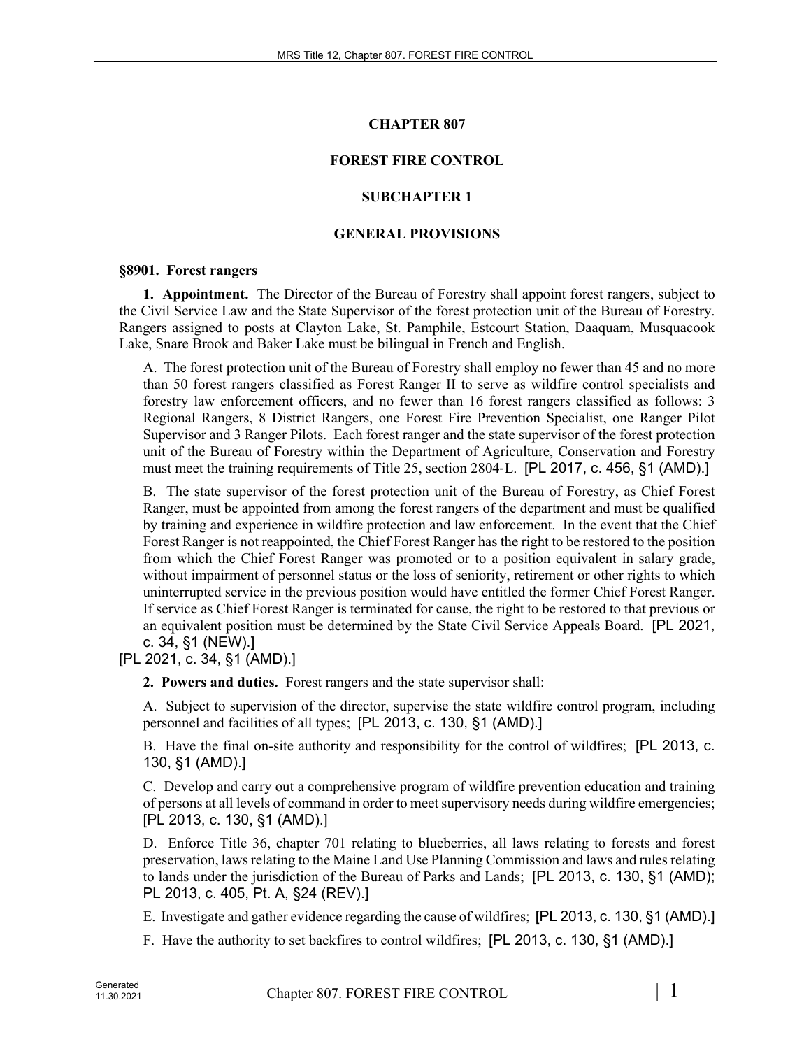# CHAPTER 807

# FOREST FIRE CONTROL

## SUBCHAPTER 1

## GENERAL PROVISIONS

**§8901. Forest rangers**

**1. Appointment.** The Director of the Bureau of Forestry shall appoint forest rangers, subject to the Civil Service Law and the State Supervisor of the forest protection unit of the Bureau of Forestry. Rangers assigned to posts at Clayton Lake, St. Pamphile, Estcourt Station, Daaquam, Musquacook Lake, Snare Brook and Baker Lake must be bilingual in French and English.

A. The forest protection unit of the Bureau of Forestry shall employ no fewer than 45 and no more than 50 forest rangers classified as Forest Ranger II to serve as wildfire control specialists and forestry law enforcement officers, and no fewer than 16 forest rangers classified as follows: 3 Regional Rangers, 8 District Rangers, one Forest Fire Prevention Specialist, one Ranger Pilot Supervisor and 3 Ranger Pilots. Each forest ranger and the state supervisor of the forest protection unit of the Bureau of Forestry within the Department of Agriculture, Conservation and Forestry must meet the training requirements of Title 25, section 2804-L. [PL 2017, c. 456, §1 (AMD).]

B. The state supervisor of the forest protection unit of the Bureau of Forestry, as Chief Forest Ranger, must be appointed from among the forest rangers of the department and must be qualified by training and experience in wildfire protection and law enforcement. In the event that the Chief Forest Ranger is not reappointed, the Chief Forest Ranger has the right to be restored to the position from which the Chief Forest Ranger was promoted or to a position equivalent in salary grade, without impairment of personnel status or the loss of seniority, retirement or other rights to which uninterrupted service in the previous position would have entitled the former Chief Forest Ranger. If service as Chief Forest Ranger is terminated for cause, the right to be restored to that previous or an equivalent position must be determined by the State Civil Service Appeals Board. [PL 2021, c. 34, §1 (NEW).]

[PL 2021, c. 34, §1 (AMD).]

**2. Powers and duties.** Forest rangers and the state supervisor shall:

A. Subject to supervision of the director, supervise the state wildfire control program, including personnel and facilities of all types; [PL 2013, c. 130, §1 (AMD).]

B. Have the final on-site authority and responsibility for the control of wildfires; [PL 2013, c. 130, §1 (AMD).]

C. Develop and carry out a comprehensive program of wildfire prevention education and training of persons at all levels of command in order to meet supervisory needs during wildfire emergencies; [PL 2013, c. 130, §1 (AMD).]

D. Enforce Title 36, chapter 701 relating to blueberries, all laws relating to forests and forest preservation, laws relating to the Maine Land Use Planning Commission and laws and rules relating to lands under the jurisdiction of the Bureau of Parks and Lands; [PL 2013, c. 130, §1 (AMD); PL 2013, c. 405, Pt. A, §24 (REV).]

E. Investigate and gather evidence regarding the cause of wildfires; [PL 2013, c. 130, §1 (AMD).]

F. Have the authority to set backfires to control wildfires; [PL 2013, c. 130, §1 (AMD).]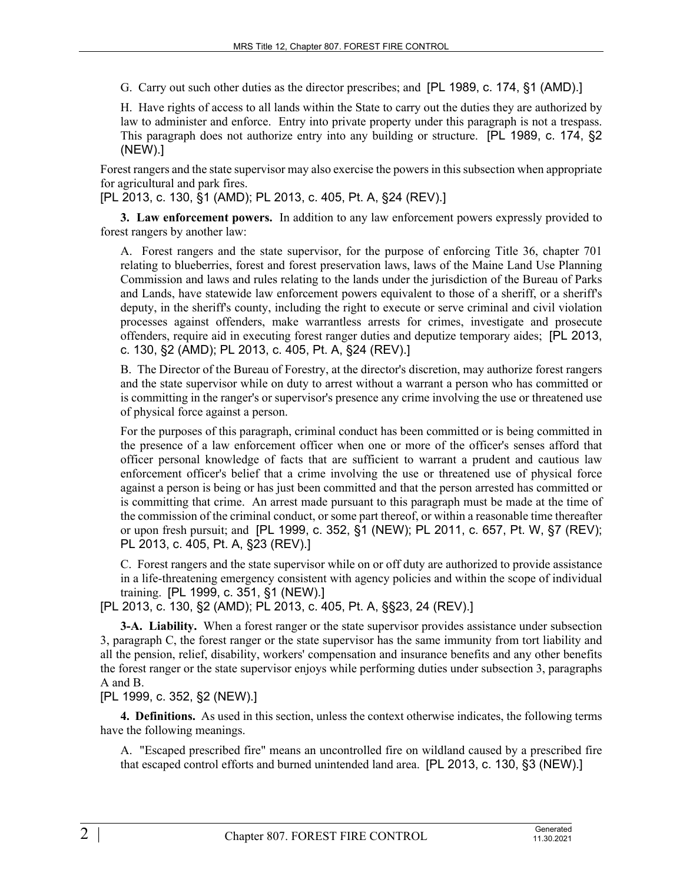G. Carry out such other duties as the director prescribes; and [PL 1989, c. 174, §1 (AMD).]

H. Have rights of access to all lands within the State to carry out the duties they are authorized by law to administer and enforce. Entry into private property under this paragraph is not a trespass. This paragraph does not authorize entry into any building or structure. [PL 1989, c. 174, §2 (NEW).]

Forest rangers and the state supervisor may also exercise the powers in this subsection when appropriate for agricultural and park fires.

[PL 2013, c. 130, §1 (AMD); PL 2013, c. 405, Pt. A, §24 (REV).]

**3. Law enforcement powers.** In addition to any law enforcement powers expressly provided to forest rangers by another law:

A. Forest rangers and the state supervisor, for the purpose of enforcing Title 36, chapter 701 relating to blueberries, forest and forest preservation laws, laws of the Maine Land Use Planning Commission and laws and rules relating to the lands under the jurisdiction of the Bureau of Parks and Lands, have statewide law enforcement powers equivalent to those of a sheriff, or a sheriff's deputy, in the sheriff's county, including the right to execute or serve criminal and civil violation processes against offenders, make warrantless arrests for crimes, investigate and prosecute offenders, require aid in executing forest ranger duties and deputize temporary aides; [PL 2013, c. 130, §2 (AMD); PL 2013, c. 405, Pt. A, §24 (REV).]

B. The Director of the Bureau of Forestry, at the director's discretion, may authorize forest rangers and the state supervisor while on duty to arrest without a warrant a person who has committed or is committing in the ranger's or supervisor's presence any crime involving the use or threatened use of physical force against a person.

For the purposes of this paragraph, criminal conduct has been committed or is being committed in the presence of a law enforcement officer when one or more of the officer's senses afford that officer personal knowledge of facts that are sufficient to warrant a prudent and cautious law enforcement officer's belief that a crime involving the use or threatened use of physical force against a person is being or has just been committed and that the person arrested has committed or is committing that crime. An arrest made pursuant to this paragraph must be made at the time of the commission of the criminal conduct, or some part thereof, or within a reasonable time thereafter or upon fresh pursuit; and [PL 1999, c. 352, §1 (NEW); PL 2011, c. 657, Pt. W, §7 (REV); PL 2013, c. 405, Pt. A, §23 (REV).]

C. Forest rangers and the state supervisor while on or off duty are authorized to provide assistance in a life-threatening emergency consistent with agency policies and within the scope of individual training. [PL 1999, c. 351, §1 (NEW).]

[PL 2013, c. 130, §2 (AMD); PL 2013, c. 405, Pt. A, §§23, 24 (REV).]

**3-A. Liability.** When a forest ranger or the state supervisor provides assistance under subsection 3, paragraph C, the forest ranger or the state supervisor has the same immunity from tort liability and all the pension, relief, disability, workers' compensation and insurance benefits and any other benefits the forest ranger or the state supervisor enjoys while performing duties under subsection 3, paragraphs A and B.

[PL 1999, c. 352, §2 (NEW).]

**4. Definitions.** As used in this section, unless the context otherwise indicates, the following terms have the following meanings.

A. "Escaped prescribed fire" means an uncontrolled fire on wildland caused by a prescribed fire that escaped control efforts and burned unintended land area. [PL 2013, c. 130, §3 (NEW).]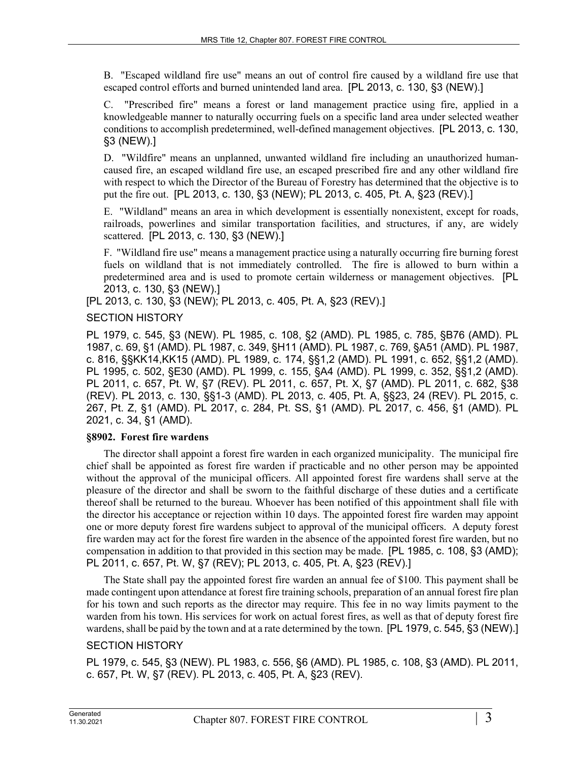B. "Escaped wildland fire use" means an out of control fire caused by a wildland fire use that escaped control efforts and burned unintended land area. [PL 2013, c. 130, §3 (NEW).]

C. "Prescribed fire" means a forest or land management practice using fire, applied in a knowledgeable manner to naturally occurring fuels on a specific land area under selected weather conditions to accomplish predetermined, well-defined management objectives. [PL 2013, c. 130, §3 (NEW).]

D. "Wildfire" means an unplanned, unwanted wildland fire including an unauthorized human-caused fire, an escaped wildland fire use, an escaped prescribed fire and any other wildland fire with respect to which the Director of the Bureau of Forestry has determined that the objective is to put the fire out. [PL 2013, c. 130, §3 (NEW); PL 2013, c. 405, Pt. A, §23 (REV).]

E. "Wildland" means an area in which development is essentially nonexistent, except for roads, railroads, powerlines and similar transportation facilities, and structures, if any, are widely scattered. [PL 2013, c. 130, §3 (NEW).]

F. "Wildland fire use" means a management practice using a naturally occurring fire burning forest fuels on wildland that is not immediately controlled. The fire is allowed to burn within a predetermined area and is used to promote certain wilderness or management objectives. [PL 2013, c. 130, §3 (NEW).]

[PL 2013, c. 130, §3 (NEW); PL 2013, c. 405, Pt. A, §23 (REV).]

SECTION HISTORY

PL 1979, c. 545, §3 (NEW). PL 1985, c. 108, §2 (AMD). PL 1985, c. 785, §B76 (AMD). PL 1987, c. 69, §1 (AMD). PL 1987, c. 349, §H11 (AMD). PL 1987, c. 769, §A51 (AMD). PL 1987, c. 816, §§KK14,KK15 (AMD). PL 1989, c. 174, §§1,2 (AMD). PL 1991, c. 652, §§1,2 (AMD). PL 1995, c. 502, §E30 (AMD). PL 1999, c. 155, §A4 (AMD). PL 1999, c. 352, §§1,2 (AMD). PL 2011, c. 657, Pt. W, §7 (REV). PL 2011, c. 657, Pt. X, §7 (AMD). PL 2011, c. 682, §38 (REV). PL 2013, c. 130, §§1-3 (AMD). PL 2013, c. 405, Pt. A, §§23, 24 (REV). PL 2015, c. 267, Pt. Z, §1 (AMD). PL 2017, c. 284, Pt. SS, §1 (AMD). PL 2017, c. 456, §1 (AMD). PL 2021, c. 34, §1 (AMD).

**§8902. Forest fire wardens**

The director shall appoint a forest fire warden in each organized municipality. The municipal fire chief shall be appointed as forest fire warden if practicable and no other person may be appointed without the approval of the municipal officers. All appointed forest fire wardens shall serve at the pleasure of the director and shall be sworn to the faithful discharge of these duties and a certificate thereof shall be returned to the bureau. Whoever has been notified of this appointment shall file with the director his acceptance or rejection within 10 days. The appointed forest fire warden may appoint one or more deputy forest fire wardens subject to approval of the municipal officers. A deputy forest fire warden may act for the forest fire warden in the absence of the appointed forest fire warden, but no compensation in addition to that provided in this section may be made. [PL 1985, c. 108, §3 (AMD); PL 2011, c. 657, Pt. W, §7 (REV); PL 2013, c. 405, Pt. A, §23 (REV).]

The State shall pay the appointed forest fire warden an annual fee of $100. This payment shall be made contingent upon attendance at forest fire training schools, preparation of an annual forest fire plan for his town and such reports as the director may require. This fee in no way limits payment to the warden from his town. His services for work on actual forest fires, as well as that of deputy forest fire wardens, shall be paid by the town and at a rate determined by the town. [PL 1979, c. 545, §3 (NEW).]

SECTION HISTORY

PL 1979, c. 545, §3 (NEW). PL 1983, c. 556, §6 (AMD). PL 1985, c. 108, §3 (AMD). PL 2011, c. 657, Pt. W, §7 (REV). PL 2013, c. 405, Pt. A, §23 (REV).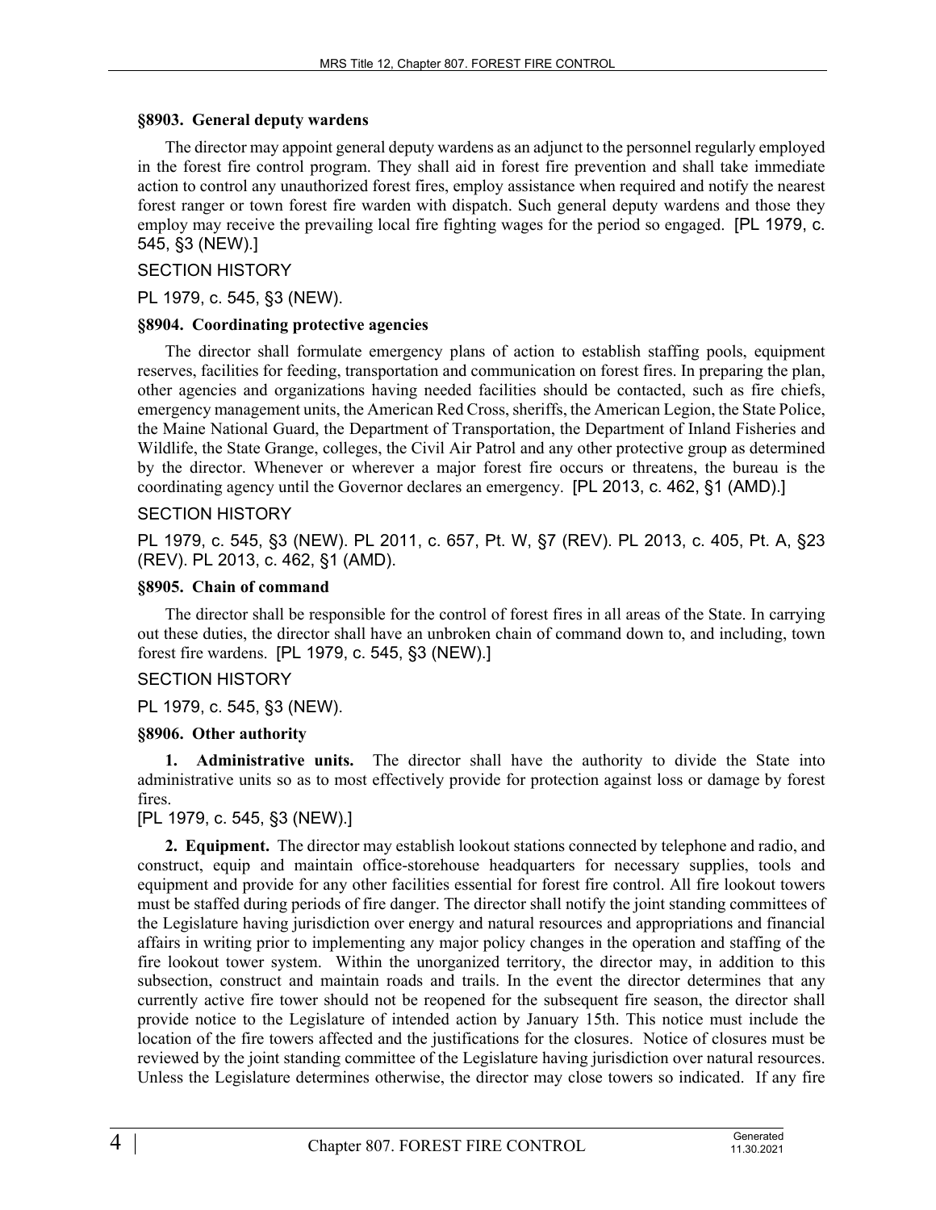### §8903. General deputy wardens

The director may appoint general deputy wardens as an adjunct to the personnel regularly employed in the forest fire control program. They shall aid in forest fire prevention and shall take immediate action to control any unauthorized forest fires, employ assistance when required and notify the nearest forest ranger or town forest fire warden with dispatch. Such general deputy wardens and those they employ may receive the prevailing local fire fighting wages for the period so engaged. [PL 1979, c. 545, §3 (NEW).]

SECTION HISTORY

PL 1979, c. 545, §3 (NEW).

### §8904. Coordinating protective agencies

The director shall formulate emergency plans of action to establish staffing pools, equipment reserves, facilities for feeding, transportation and communication on forest fires. In preparing the plan, other agencies and organizations having needed facilities should be contacted, such as fire chiefs, emergency management units, the American Red Cross, sheriffs, the American Legion, the State Police, the Maine National Guard, the Department of Transportation, the Department of Inland Fisheries and Wildlife, the State Grange, colleges, the Civil Air Patrol and any other protective group as determined by the director. Whenever or wherever a major forest fire occurs or threatens, the bureau is the coordinating agency until the Governor declares an emergency. [PL 2013, c. 462, §1 (AMD).]

SECTION HISTORY

PL 1979, c. 545, §3 (NEW). PL 2011, c. 657, Pt. W, §7 (REV). PL 2013, c. 405, Pt. A, §23 (REV). PL 2013, c. 462, §1 (AMD).

### §8905. Chain of command

The director shall be responsible for the control of forest fires in all areas of the State. In carrying out these duties, the director shall have an unbroken chain of command down to, and including, town forest fire wardens. [PL 1979, c. 545, §3 (NEW).]

SECTION HISTORY

PL 1979, c. 545, §3 (NEW).

### §8906. Other authority

**1. Administrative units.** The director shall have the authority to divide the State into administrative units so as to most effectively provide for protection against loss or damage by forest fires.

[PL 1979, c. 545, §3 (NEW).]

**2. Equipment.** The director may establish lookout stations connected by telephone and radio, and construct, equip and maintain office-storehouse headquarters for necessary supplies, tools and equipment and provide for any other facilities essential for forest fire control. All fire lookout towers must be staffed during periods of fire danger. The director shall notify the joint standing committees of the Legislature having jurisdiction over energy and natural resources and appropriations and financial affairs in writing prior to implementing any major policy changes in the operation and staffing of the fire lookout tower system. Within the unorganized territory, the director may, in addition to this subsection, construct and maintain roads and trails. In the event the director determines that any currently active fire tower should not be reopened for the subsequent fire season, the director shall provide notice to the Legislature of intended action by January 15th. This notice must include the location of the fire towers affected and the justifications for the closures. Notice of closures must be reviewed by the joint standing committee of the Legislature having jurisdiction over natural resources. Unless the Legislature determines otherwise, the director may close towers so indicated. If any fire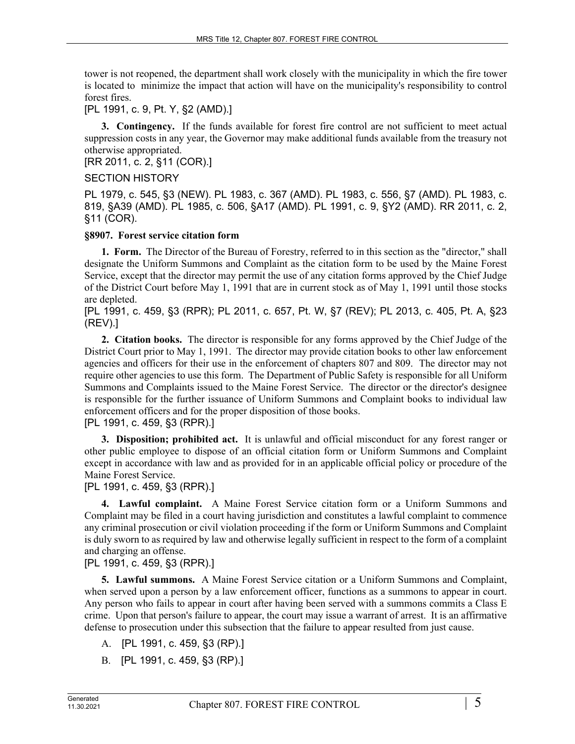tower is not reopened, the department shall work closely with the municipality in which the fire tower is located to minimize the impact that action will have on the municipality's responsibility to control forest fires.

[PL 1991, c. 9, Pt. Y, §2 (AMD).]

**3. Contingency.** If the funds available for forest fire control are not sufficient to meet actual suppression costs in any year, the Governor may make additional funds available from the treasury not otherwise appropriated.

[RR 2011, c. 2, §11 (COR).]

SECTION HISTORY

PL 1979, c. 545, §3 (NEW). PL 1983, c. 367 (AMD). PL 1983, c. 556, §7 (AMD). PL 1983, c. 819, §A39 (AMD). PL 1985, c. 506, §A17 (AMD). PL 1991, c. 9, §Y2 (AMD). RR 2011, c. 2, §11 (COR).

### §8907. Forest service citation form

**1. Form.** The Director of the Bureau of Forestry, referred to in this section as the "director," shall designate the Uniform Summons and Complaint as the citation form to be used by the Maine Forest Service, except that the director may permit the use of any citation forms approved by the Chief Judge of the District Court before May 1, 1991 that are in current stock as of May 1, 1991 until those stocks are depleted.

[PL 1991, c. 459, §3 (RPR); PL 2011, c. 657, Pt. W, §7 (REV); PL 2013, c. 405, Pt. A, §23 (REV).]

**2. Citation books.** The director is responsible for any forms approved by the Chief Judge of the District Court prior to May 1, 1991. The director may provide citation books to other law enforcement agencies and officers for their use in the enforcement of chapters 807 and 809. The director may not require other agencies to use this form. The Department of Public Safety is responsible for all Uniform Summons and Complaints issued to the Maine Forest Service. The director or the director's designee is responsible for the further issuance of Uniform Summons and Complaint books to individual law enforcement officers and for the proper disposition of those books.

[PL 1991, c. 459, §3 (RPR).]

**3. Disposition; prohibited act.** It is unlawful and official misconduct for any forest ranger or other public employee to dispose of an official citation form or Uniform Summons and Complaint except in accordance with law and as provided for in an applicable official policy or procedure of the Maine Forest Service.

[PL 1991, c. 459, §3 (RPR).]

**4. Lawful complaint.** A Maine Forest Service citation form or a Uniform Summons and Complaint may be filed in a court having jurisdiction and constitutes a lawful complaint to commence any criminal prosecution or civil violation proceeding if the form or Uniform Summons and Complaint is duly sworn to as required by law and otherwise legally sufficient in respect to the form of a complaint and charging an offense.

[PL 1991, c. 459, §3 (RPR).]

**5. Lawful summons.** A Maine Forest Service citation or a Uniform Summons and Complaint, when served upon a person by a law enforcement officer, functions as a summons to appear in court. Any person who fails to appear in court after having been served with a summons commits a Class E crime. Upon that person's failure to appear, the court may issue a warrant of arrest. It is an affirmative defense to prosecution under this subsection that the failure to appear resulted from just cause.

A. [PL 1991, c. 459, §3 (RP).]

B. [PL 1991, c. 459, §3 (RP).]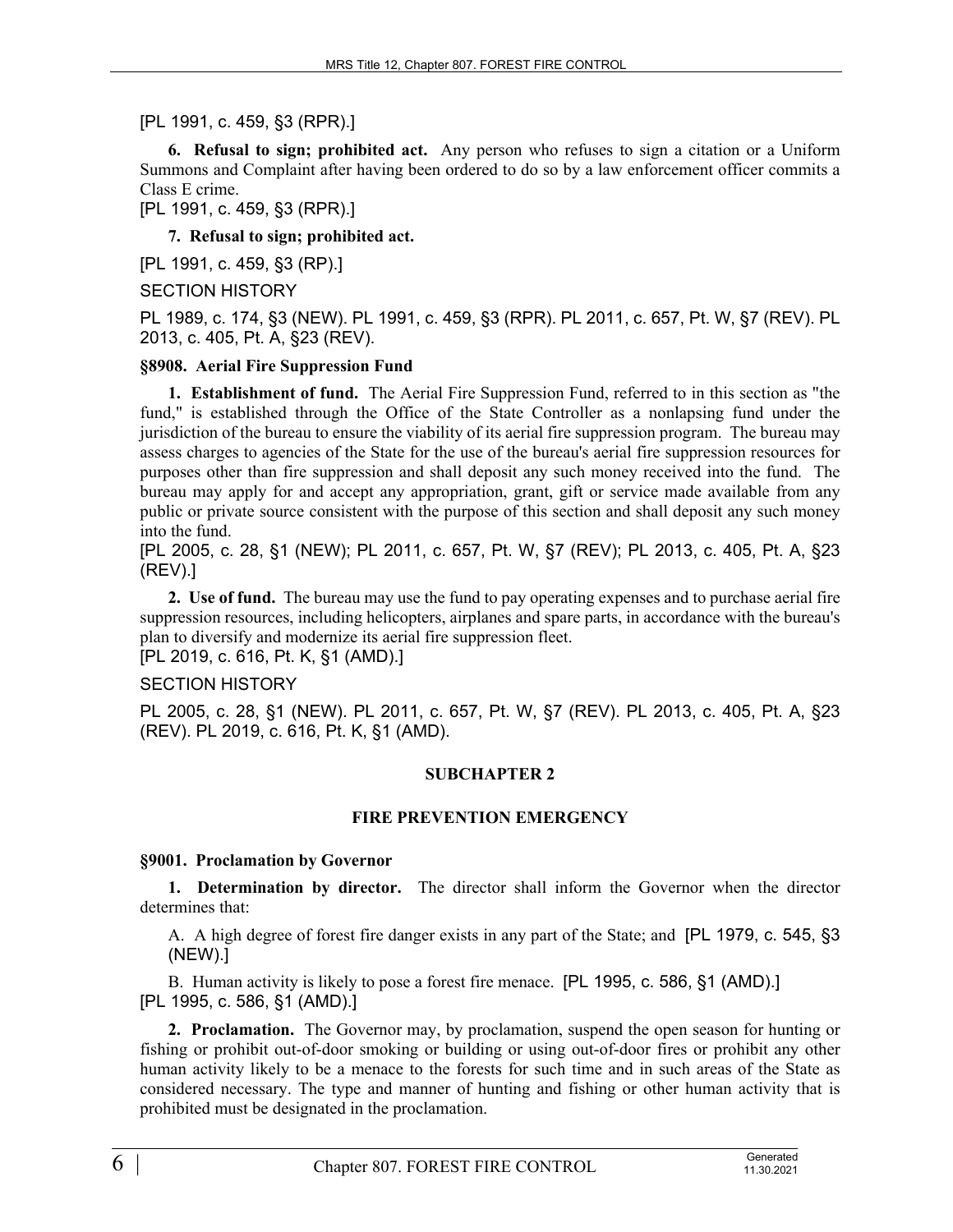[PL 1991, c. 459, §3 (RPR).]

**6. Refusal to sign; prohibited act.** Any person who refuses to sign a citation or a Uniform Summons and Complaint after having been ordered to do so by a law enforcement officer commits a Class E crime.

[PL 1991, c. 459, §3 (RPR).]

**7. Refusal to sign; prohibited act.**

[PL 1991, c. 459, §3 (RP).]

SECTION HISTORY

PL 1989, c. 174, §3 (NEW). PL 1991, c. 459, §3 (RPR). PL 2011, c. 657, Pt. W, §7 (REV). PL 2013, c. 405, Pt. A, §23 (REV).

**§8908. Aerial Fire Suppression Fund**

**1. Establishment of fund.** The Aerial Fire Suppression Fund, referred to in this section as "the fund," is established through the Office of the State Controller as a nonlapsing fund under the jurisdiction of the bureau to ensure the viability of its aerial fire suppression program. The bureau may assess charges to agencies of the State for the use of the bureau's aerial fire suppression resources for purposes other than fire suppression and shall deposit any such money received into the fund. The bureau may apply for and accept any appropriation, grant, gift or service made available from any public or private source consistent with the purpose of this section and shall deposit any such money into the fund.

[PL 2005, c. 28, §1 (NEW); PL 2011, c. 657, Pt. W, §7 (REV); PL 2013, c. 405, Pt. A, §23 (REV).]

**2. Use of fund.** The bureau may use the fund to pay operating expenses and to purchase aerial fire suppression resources, including helicopters, airplanes and spare parts, in accordance with the bureau's plan to diversify and modernize its aerial fire suppression fleet.

[PL 2019, c. 616, Pt. K, §1 (AMD).]

SECTION HISTORY

PL 2005, c. 28, §1 (NEW). PL 2011, c. 657, Pt. W, §7 (REV). PL 2013, c. 405, Pt. A, §23 (REV). PL 2019, c. 616, Pt. K, §1 (AMD).

## SUBCHAPTER 2

## FIRE PREVENTION EMERGENCY

**§9001. Proclamation by Governor**

**1. Determination by director.** The director shall inform the Governor when the director determines that:

A. A high degree of forest fire danger exists in any part of the State; and [PL 1979, c. 545, §3 (NEW).]

B. Human activity is likely to pose a forest fire menace. [PL 1995, c. 586, §1 (AMD).]

[PL 1995, c. 586, §1 (AMD).]

**2. Proclamation.** The Governor may, by proclamation, suspend the open season for hunting or fishing or prohibit out-of-door smoking or building or using out-of-door fires or prohibit any other human activity likely to be a menace to the forests for such time and in such areas of the State as considered necessary. The type and manner of hunting and fishing or other human activity that is prohibited must be designated in the proclamation.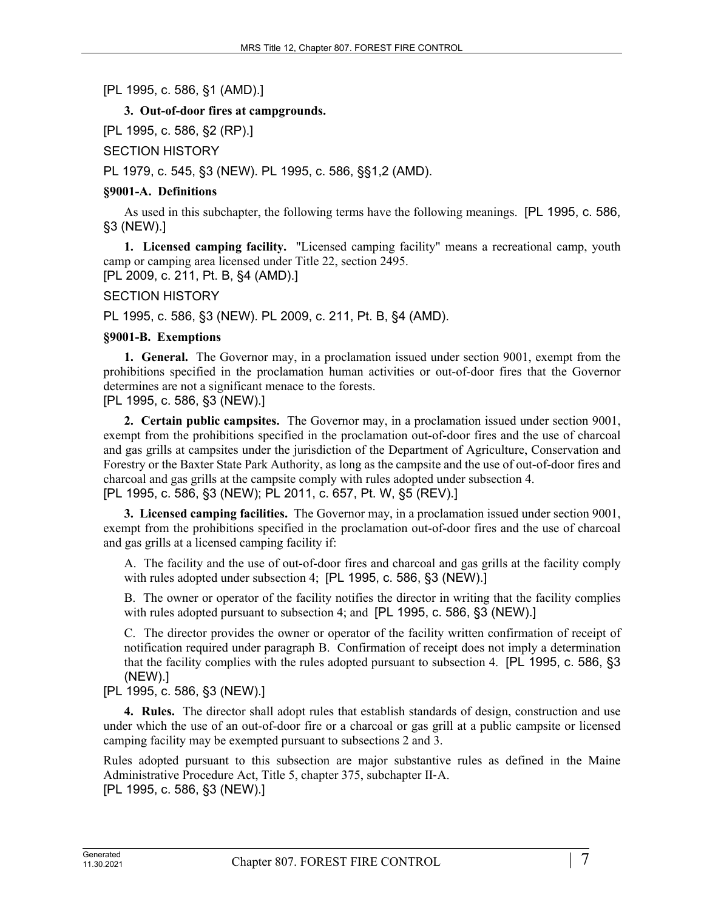[PL 1995, c. 586, §1 (AMD).]

**3. Out-of-door fires at campgrounds.**

[PL 1995, c. 586, §2 (RP).]

SECTION HISTORY

PL 1979, c. 545, §3 (NEW). PL 1995, c. 586, §§1,2 (AMD).

### §9001-A. Definitions

As used in this subchapter, the following terms have the following meanings. [PL 1995, c. 586, §3 (NEW).]

**1. Licensed camping facility.** "Licensed camping facility" means a recreational camp, youth camp or camping area licensed under Title 22, section 2495.

[PL 2009, c. 211, Pt. B, §4 (AMD).]

SECTION HISTORY

PL 1995, c. 586, §3 (NEW). PL 2009, c. 211, Pt. B, §4 (AMD).

### §9001-B. Exemptions

**1. General.** The Governor may, in a proclamation issued under section 9001, exempt from the prohibitions specified in the proclamation human activities or out-of-door fires that the Governor determines are not a significant menace to the forests.

[PL 1995, c. 586, §3 (NEW).]

**2. Certain public campsites.** The Governor may, in a proclamation issued under section 9001, exempt from the prohibitions specified in the proclamation out-of-door fires and the use of charcoal and gas grills at campsites under the jurisdiction of the Department of Agriculture, Conservation and Forestry or the Baxter State Park Authority, as long as the campsite and the use of out-of-door fires and charcoal and gas grills at the campsite comply with rules adopted under subsection 4.

[PL 1995, c. 586, §3 (NEW); PL 2011, c. 657, Pt. W, §5 (REV).]

**3. Licensed camping facilities.** The Governor may, in a proclamation issued under section 9001, exempt from the prohibitions specified in the proclamation out-of-door fires and the use of charcoal and gas grills at a licensed camping facility if:

A. The facility and the use of out-of-door fires and charcoal and gas grills at the facility comply with rules adopted under subsection 4; [PL 1995, c. 586, §3 (NEW).]

B. The owner or operator of the facility notifies the director in writing that the facility complies with rules adopted pursuant to subsection 4; and [PL 1995, c. 586, §3 (NEW).]

C. The director provides the owner or operator of the facility written confirmation of receipt of notification required under paragraph B. Confirmation of receipt does not imply a determination that the facility complies with the rules adopted pursuant to subsection 4. [PL 1995, c. 586, §3 (NEW).]

[PL 1995, c. 586, §3 (NEW).]

**4. Rules.** The director shall adopt rules that establish standards of design, construction and use under which the use of an out-of-door fire or a charcoal or gas grill at a public campsite or licensed camping facility may be exempted pursuant to subsections 2 and 3.

Rules adopted pursuant to this subsection are major substantive rules as defined in the Maine Administrative Procedure Act, Title 5, chapter 375, subchapter II-A.

[PL 1995, c. 586, §3 (NEW).]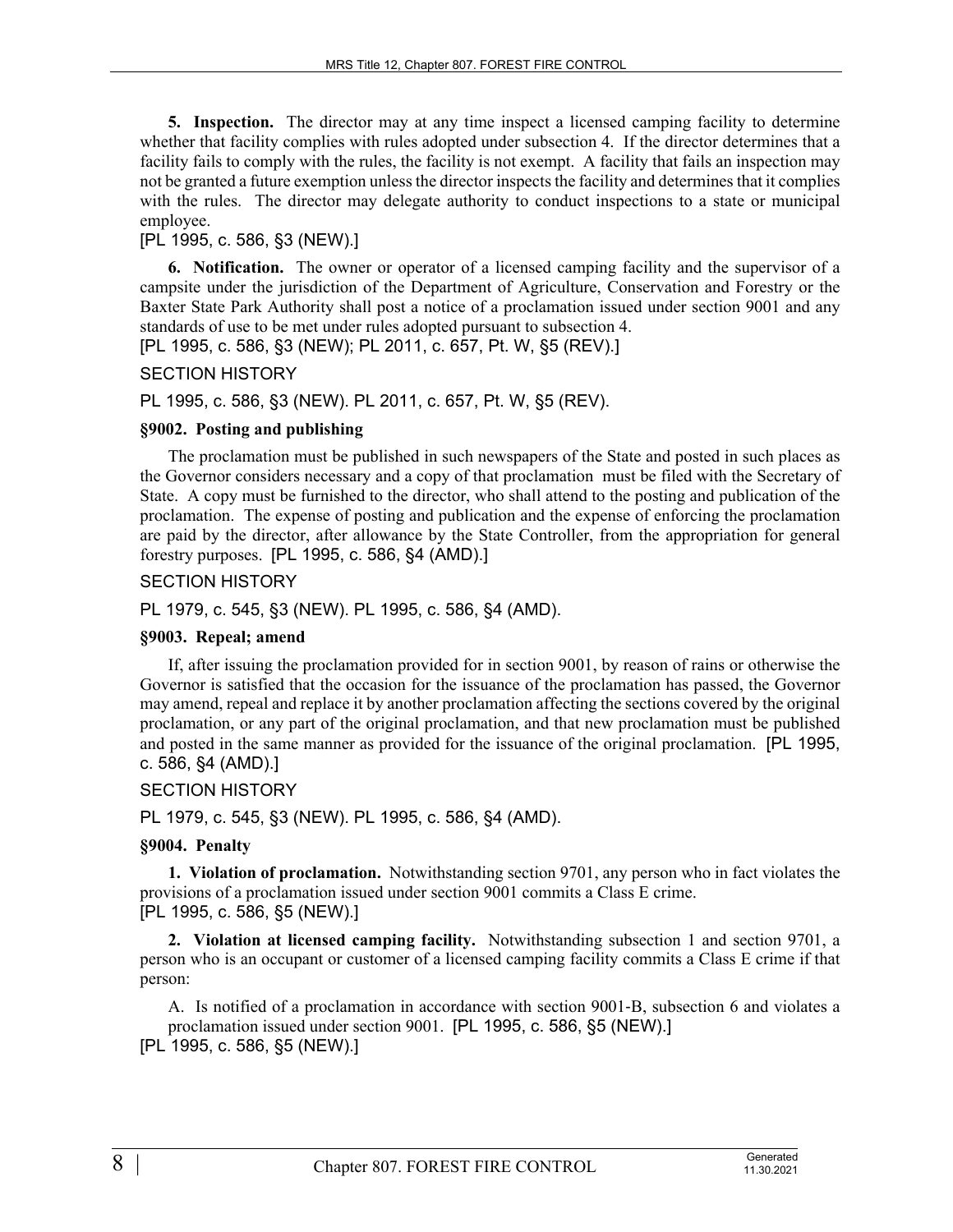**5. Inspection.** The director may at any time inspect a licensed camping facility to determine whether that facility complies with rules adopted under subsection 4. If the director determines that a facility fails to comply with the rules, the facility is not exempt. A facility that fails an inspection may not be granted a future exemption unless the director inspects the facility and determines that it complies with the rules. The director may delegate authority to conduct inspections to a state or municipal employee.

[PL 1995, c. 586, §3 (NEW).]

**6. Notification.** The owner or operator of a licensed camping facility and the supervisor of a campsite under the jurisdiction of the Department of Agriculture, Conservation and Forestry or the Baxter State Park Authority shall post a notice of a proclamation issued under section 9001 and any standards of use to be met under rules adopted pursuant to subsection 4.

[PL 1995, c. 586, §3 (NEW); PL 2011, c. 657, Pt. W, §5 (REV).]

SECTION HISTORY

PL 1995, c. 586, §3 (NEW). PL 2011, c. 657, Pt. W, §5 (REV).

**§9002. Posting and publishing**

The proclamation must be published in such newspapers of the State and posted in such places as the Governor considers necessary and a copy of that proclamation must be filed with the Secretary of State. A copy must be furnished to the director, who shall attend to the posting and publication of the proclamation. The expense of posting and publication and the expense of enforcing the proclamation are paid by the director, after allowance by the State Controller, from the appropriation for general forestry purposes. [PL 1995, c. 586, §4 (AMD).]

SECTION HISTORY

PL 1979, c. 545, §3 (NEW). PL 1995, c. 586, §4 (AMD).

**§9003. Repeal; amend**

If, after issuing the proclamation provided for in section 9001, by reason of rains or otherwise the Governor is satisfied that the occasion for the issuance of the proclamation has passed, the Governor may amend, repeal and replace it by another proclamation affecting the sections covered by the original proclamation, or any part of the original proclamation, and that new proclamation must be published and posted in the same manner as provided for the issuance of the original proclamation. [PL 1995, c. 586, §4 (AMD).]

SECTION HISTORY

PL 1979, c. 545, §3 (NEW). PL 1995, c. 586, §4 (AMD).

**§9004. Penalty**

**1. Violation of proclamation.** Notwithstanding section 9701, any person who in fact violates the provisions of a proclamation issued under section 9001 commits a Class E crime.

[PL 1995, c. 586, §5 (NEW).]

**2. Violation at licensed camping facility.** Notwithstanding subsection 1 and section 9701, a person who is an occupant or customer of a licensed camping facility commits a Class E crime if that person:

A. Is notified of a proclamation in accordance with section 9001-B, subsection 6 and violates a proclamation issued under section 9001. [PL 1995, c. 586, §5 (NEW).]

[PL 1995, c. 586, §5 (NEW).]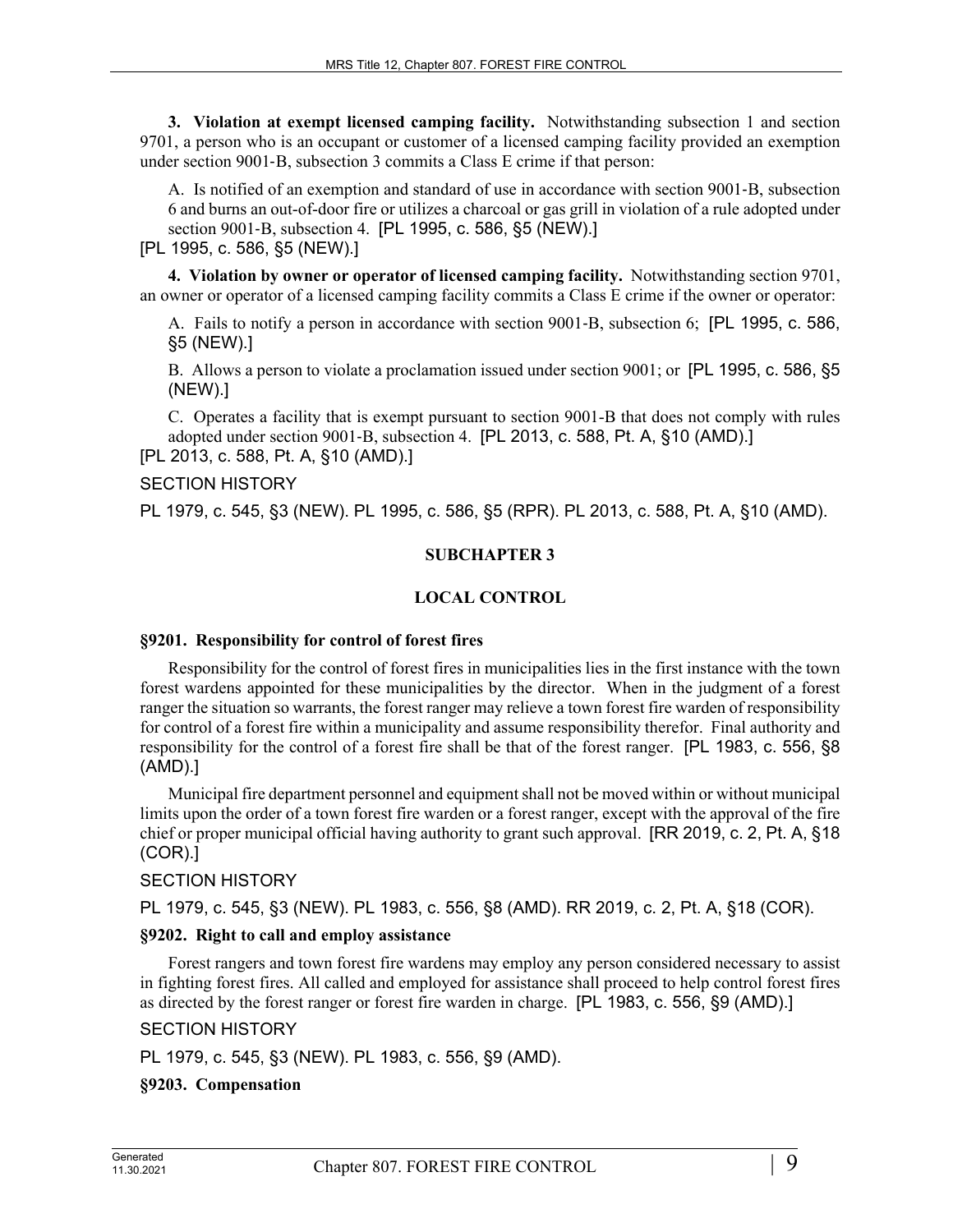**3. Violation at exempt licensed camping facility.** Notwithstanding subsection 1 and section 9701, a person who is an occupant or customer of a licensed camping facility provided an exemption under section 9001-B, subsection 3 commits a Class E crime if that person:

A. Is notified of an exemption and standard of use in accordance with section 9001-B, subsection 6 and burns an out-of-door fire or utilizes a charcoal or gas grill in violation of a rule adopted under section 9001-B, subsection 4. [PL 1995, c. 586, §5 (NEW).]

[PL 1995, c. 586, §5 (NEW).]

**4. Violation by owner or operator of licensed camping facility.** Notwithstanding section 9701, an owner or operator of a licensed camping facility commits a Class E crime if the owner or operator:

A. Fails to notify a person in accordance with section 9001-B, subsection 6; [PL 1995, c. 586, §5 (NEW).]

B. Allows a person to violate a proclamation issued under section 9001; or [PL 1995, c. 586, §5 (NEW).]

C. Operates a facility that is exempt pursuant to section 9001-B that does not comply with rules adopted under section 9001-B, subsection 4. [PL 2013, c. 588, Pt. A, §10 (AMD).]

[PL 2013, c. 588, Pt. A, §10 (AMD).]

SECTION HISTORY

PL 1979, c. 545, §3 (NEW). PL 1995, c. 586, §5 (RPR). PL 2013, c. 588, Pt. A, §10 (AMD).

## SUBCHAPTER 3

## LOCAL CONTROL

### §9201. Responsibility for control of forest fires

Responsibility for the control of forest fires in municipalities lies in the first instance with the town forest wardens appointed for these municipalities by the director. When in the judgment of a forest ranger the situation so warrants, the forest ranger may relieve a town forest fire warden of responsibility for control of a forest fire within a municipality and assume responsibility therefor. Final authority and responsibility for the control of a forest fire shall be that of the forest ranger. [PL 1983, c. 556, §8 (AMD).]

Municipal fire department personnel and equipment shall not be moved within or without municipal limits upon the order of a town forest fire warden or a forest ranger, except with the approval of the fire chief or proper municipal official having authority to grant such approval. [RR 2019, c. 2, Pt. A, §18 (COR).]

SECTION HISTORY

PL 1979, c. 545, §3 (NEW). PL 1983, c. 556, §8 (AMD). RR 2019, c. 2, Pt. A, §18 (COR).

### §9202. Right to call and employ assistance

Forest rangers and town forest fire wardens may employ any person considered necessary to assist in fighting forest fires. All called and employed for assistance shall proceed to help control forest fires as directed by the forest ranger or forest fire warden in charge. [PL 1983, c. 556, §9 (AMD).]

SECTION HISTORY

PL 1979, c. 545, §3 (NEW). PL 1983, c. 556, §9 (AMD).

### §9203. Compensation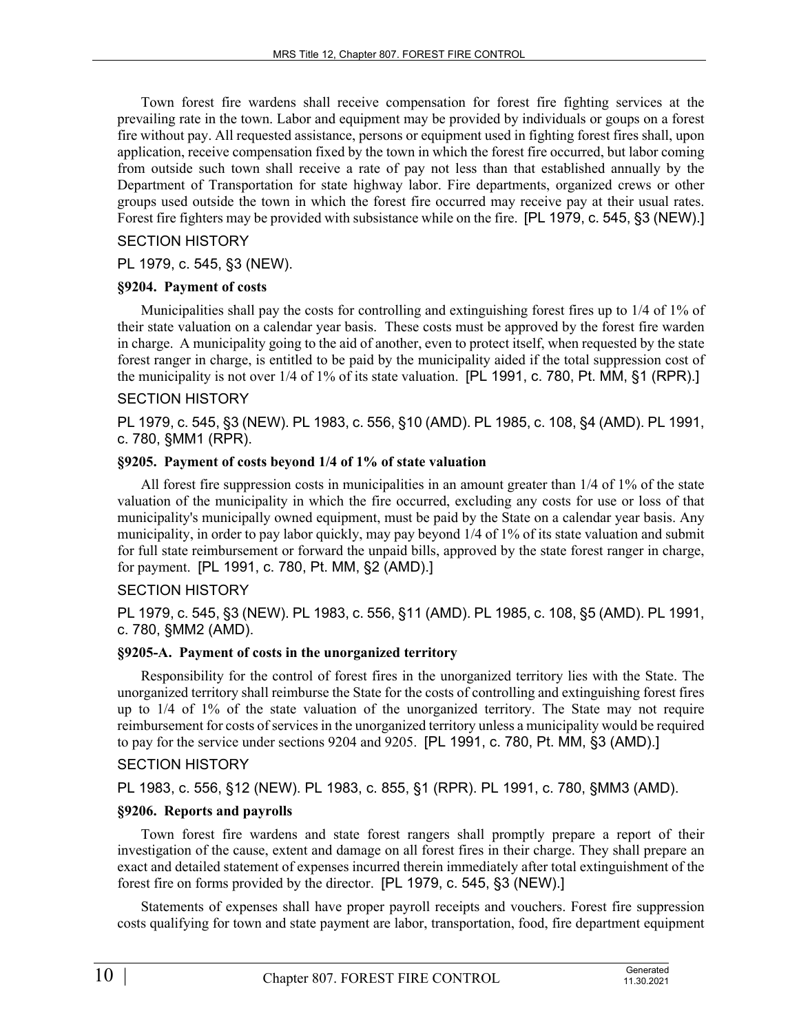Town forest fire wardens shall receive compensation for forest fire fighting services at the prevailing rate in the town. Labor and equipment may be provided by individuals or goups on a forest fire without pay. All requested assistance, persons or equipment used in fighting forest fires shall, upon application, receive compensation fixed by the town in which the forest fire occurred, but labor coming from outside such town shall receive a rate of pay not less than that established annually by the Department of Transportation for state highway labor. Fire departments, organized crews or other groups used outside the town in which the forest fire occurred may receive pay at their usual rates. Forest fire fighters may be provided with subsistance while on the fire. [PL 1979, c. 545, §3 (NEW).]

SECTION HISTORY

PL 1979, c. 545, §3 (NEW).

**§9204. Payment of costs**

Municipalities shall pay the costs for controlling and extinguishing forest fires up to 1/4 of 1% of their state valuation on a calendar year basis. These costs must be approved by the forest fire warden in charge. A municipality going to the aid of another, even to protect itself, when requested by the state forest ranger in charge, is entitled to be paid by the municipality aided if the total suppression cost of the municipality is not over 1/4 of 1% of its state valuation. [PL 1991, c. 780, Pt. MM, §1 (RPR).]

SECTION HISTORY

PL 1979, c. 545, §3 (NEW). PL 1983, c. 556, §10 (AMD). PL 1985, c. 108, §4 (AMD). PL 1991, c. 780, §MM1 (RPR).

**§9205. Payment of costs beyond 1/4 of 1% of state valuation**

All forest fire suppression costs in municipalities in an amount greater than 1/4 of 1% of the state valuation of the municipality in which the fire occurred, excluding any costs for use or loss of that municipality's municipally owned equipment, must be paid by the State on a calendar year basis. Any municipality, in order to pay labor quickly, may pay beyond 1/4 of 1% of its state valuation and submit for full state reimbursement or forward the unpaid bills, approved by the state forest ranger in charge, for payment. [PL 1991, c. 780, Pt. MM, §2 (AMD).]

SECTION HISTORY

PL 1979, c. 545, §3 (NEW). PL 1983, c. 556, §11 (AMD). PL 1985, c. 108, §5 (AMD). PL 1991, c. 780, §MM2 (AMD).

**§9205-A. Payment of costs in the unorganized territory**

Responsibility for the control of forest fires in the unorganized territory lies with the State. The unorganized territory shall reimburse the State for the costs of controlling and extinguishing forest fires up to 1/4 of 1% of the state valuation of the unorganized territory. The State may not require reimbursement for costs of services in the unorganized territory unless a municipality would be required to pay for the service under sections 9204 and 9205. [PL 1991, c. 780, Pt. MM, §3 (AMD).]

SECTION HISTORY

PL 1983, c. 556, §12 (NEW). PL 1983, c. 855, §1 (RPR). PL 1991, c. 780, §MM3 (AMD).

**§9206. Reports and payrolls**

Town forest fire wardens and state forest rangers shall promptly prepare a report of their investigation of the cause, extent and damage on all forest fires in their charge. They shall prepare an exact and detailed statement of expenses incurred therein immediately after total extinguishment of the forest fire on forms provided by the director. [PL 1979, c. 545, §3 (NEW).]

Statements of expenses shall have proper payroll receipts and vouchers. Forest fire suppression costs qualifying for town and state payment are labor, transportation, food, fire department equipment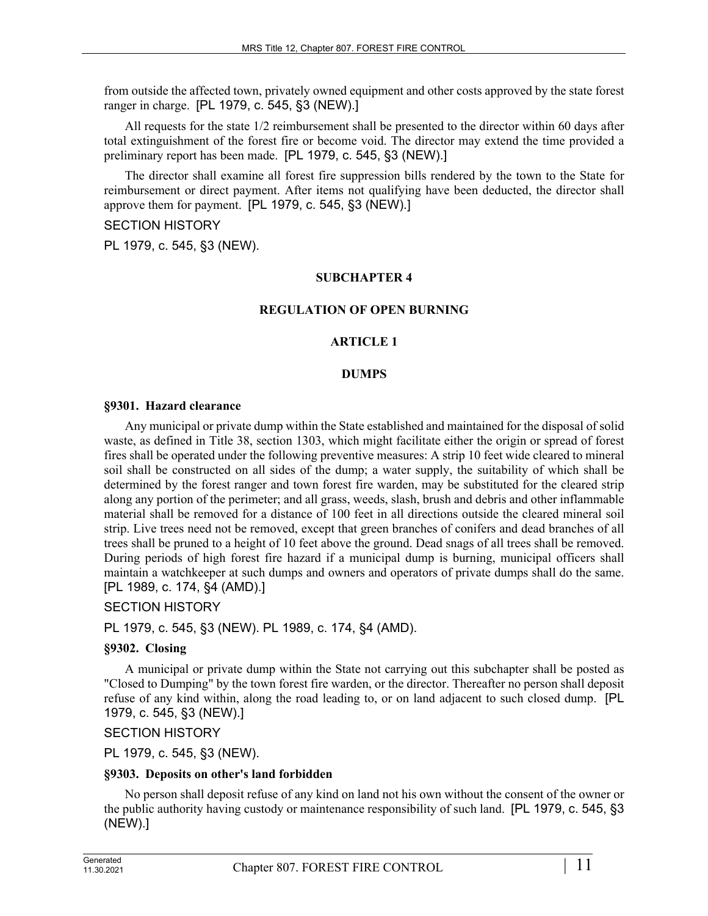from outside the affected town, privately owned equipment and other costs approved by the state forest ranger in charge. [PL 1979, c. 545, §3 (NEW).]

All requests for the state 1/2 reimbursement shall be presented to the director within 60 days after total extinguishment of the forest fire or become void. The director may extend the time provided a preliminary report has been made. [PL 1979, c. 545, §3 (NEW).]

The director shall examine all forest fire suppression bills rendered by the town to the State for reimbursement or direct payment. After items not qualifying have been deducted, the director shall approve them for payment. [PL 1979, c. 545, §3 (NEW).]

SECTION HISTORY

PL 1979, c. 545, §3 (NEW).

## SUBCHAPTER 4

## REGULATION OF OPEN BURNING

### ARTICLE 1

### DUMPS

**§9301. Hazard clearance**

Any municipal or private dump within the State established and maintained for the disposal of solid waste, as defined in Title 38, section 1303, which might facilitate either the origin or spread of forest fires shall be operated under the following preventive measures: A strip 10 feet wide cleared to mineral soil shall be constructed on all sides of the dump; a water supply, the suitability of which shall be determined by the forest ranger and town forest fire warden, may be substituted for the cleared strip along any portion of the perimeter; and all grass, weeds, slash, brush and debris and other inflammable material shall be removed for a distance of 100 feet in all directions outside the cleared mineral soil strip. Live trees need not be removed, except that green branches of conifers and dead branches of all trees shall be pruned to a height of 10 feet above the ground. Dead snags of all trees shall be removed. During periods of high forest fire hazard if a municipal dump is burning, municipal officers shall maintain a watchkeeper at such dumps and owners and operators of private dumps shall do the same. [PL 1989, c. 174, §4 (AMD).]

SECTION HISTORY

PL 1979, c. 545, §3 (NEW). PL 1989, c. 174, §4 (AMD).

**§9302. Closing**

A municipal or private dump within the State not carrying out this subchapter shall be posted as "Closed to Dumping" by the town forest fire warden, or the director. Thereafter no person shall deposit refuse of any kind within, along the road leading to, or on land adjacent to such closed dump. [PL 1979, c. 545, §3 (NEW).]

SECTION HISTORY

PL 1979, c. 545, §3 (NEW).

**§9303. Deposits on other's land forbidden**

No person shall deposit refuse of any kind on land not his own without the consent of the owner or the public authority having custody or maintenance responsibility of such land. [PL 1979, c. 545, §3 (NEW).]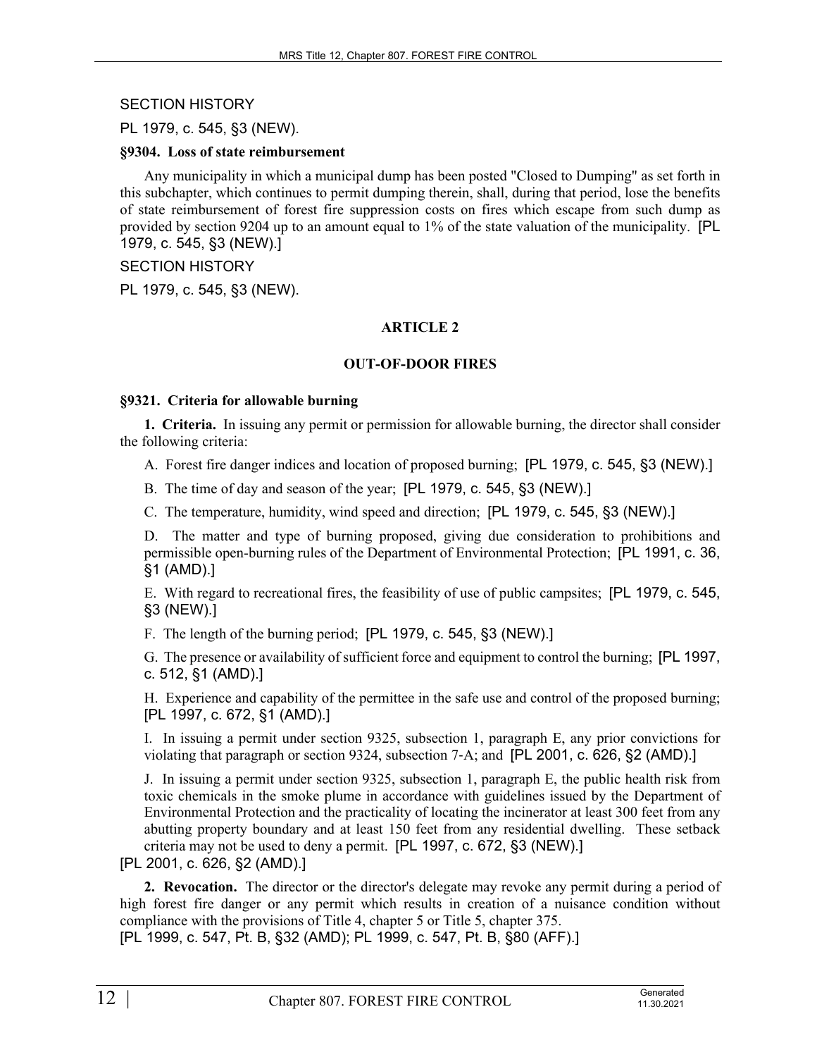SECTION HISTORY

PL 1979, c. 545, §3 (NEW).

**§9304. Loss of state reimbursement**

Any municipality in which a municipal dump has been posted "Closed to Dumping" as set forth in this subchapter, which continues to permit dumping therein, shall, during that period, lose the benefits of state reimbursement of forest fire suppression costs on fires which escape from such dump as provided by section 9204 up to an amount equal to 1% of the state valuation of the municipality. [PL 1979, c. 545, §3 (NEW).]

SECTION HISTORY

PL 1979, c. 545, §3 (NEW).

## ARTICLE 2

## OUT-OF-DOOR FIRES

**§9321. Criteria for allowable burning**

**1. Criteria.** In issuing any permit or permission for allowable burning, the director shall consider the following criteria:

A. Forest fire danger indices and location of proposed burning; [PL 1979, c. 545, §3 (NEW).]

B. The time of day and season of the year; [PL 1979, c. 545, §3 (NEW).]

C. The temperature, humidity, wind speed and direction; [PL 1979, c. 545, §3 (NEW).]

D. The matter and type of burning proposed, giving due consideration to prohibitions and permissible open-burning rules of the Department of Environmental Protection; [PL 1991, c. 36, §1 (AMD).]

E. With regard to recreational fires, the feasibility of use of public campsites; [PL 1979, c. 545, §3 (NEW).]

F. The length of the burning period; [PL 1979, c. 545, §3 (NEW).]

G. The presence or availability of sufficient force and equipment to control the burning; [PL 1997, c. 512, §1 (AMD).]

H. Experience and capability of the permittee in the safe use and control of the proposed burning; [PL 1997, c. 672, §1 (AMD).]

I. In issuing a permit under section 9325, subsection 1, paragraph E, any prior convictions for violating that paragraph or section 9324, subsection 7-A; and [PL 2001, c. 626, §2 (AMD).]

J. In issuing a permit under section 9325, subsection 1, paragraph E, the public health risk from toxic chemicals in the smoke plume in accordance with guidelines issued by the Department of Environmental Protection and the practicality of locating the incinerator at least 300 feet from any abutting property boundary and at least 150 feet from any residential dwelling. These setback criteria may not be used to deny a permit. [PL 1997, c. 672, §3 (NEW).]

[PL 2001, c. 626, §2 (AMD).]

**2. Revocation.** The director or the director's delegate may revoke any permit during a period of high forest fire danger or any permit which results in creation of a nuisance condition without compliance with the provisions of Title 4, chapter 5 or Title 5, chapter 375.

[PL 1999, c. 547, Pt. B, §32 (AMD); PL 1999, c. 547, Pt. B, §80 (AFF).]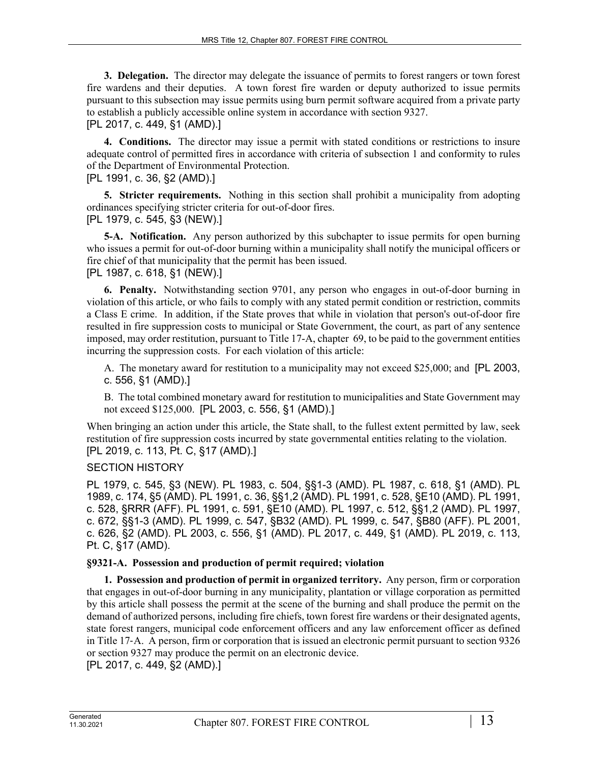**3. Delegation.** The director may delegate the issuance of permits to forest rangers or town forest fire wardens and their deputies. A town forest fire warden or deputy authorized to issue permits pursuant to this subsection may issue permits using burn permit software acquired from a private party to establish a publicly accessible online system in accordance with section 9327.
[PL 2017, c. 449, §1 (AMD).]

**4. Conditions.** The director may issue a permit with stated conditions or restrictions to insure adequate control of permitted fires in accordance with criteria of subsection 1 and conformity to rules of the Department of Environmental Protection.
[PL 1991, c. 36, §2 (AMD).]

**5. Stricter requirements.** Nothing in this section shall prohibit a municipality from adopting ordinances specifying stricter criteria for out-of-door fires.
[PL 1979, c. 545, §3 (NEW).]

**5-A. Notification.** Any person authorized by this subchapter to issue permits for open burning who issues a permit for out-of-door burning within a municipality shall notify the municipal officers or fire chief of that municipality that the permit has been issued.
[PL 1987, c. 618, §1 (NEW).]

**6. Penalty.** Notwithstanding section 9701, any person who engages in out-of-door burning in violation of this article, or who fails to comply with any stated permit condition or restriction, commits a Class E crime. In addition, if the State proves that while in violation that person's out-of-door fire resulted in fire suppression costs to municipal or State Government, the court, as part of any sentence imposed, may order restitution, pursuant to Title 17-A, chapter 69, to be paid to the government entities incurring the suppression costs. For each violation of this article:

A. The monetary award for restitution to a municipality may not exceed $25,000; and [PL 2003, c. 556, §1 (AMD).]

B. The total combined monetary award for restitution to municipalities and State Government may not exceed $125,000. [PL 2003, c. 556, §1 (AMD).]

When bringing an action under this article, the State shall, to the fullest extent permitted by law, seek restitution of fire suppression costs incurred by state governmental entities relating to the violation.
[PL 2019, c. 113, Pt. C, §17 (AMD).]

SECTION HISTORY

PL 1979, c. 545, §3 (NEW). PL 1983, c. 504, §§1-3 (AMD). PL 1987, c. 618, §1 (AMD). PL 1989, c. 174, §5 (AMD). PL 1991, c. 36, §§1,2 (AMD). PL 1991, c. 528, §E10 (AMD). PL 1991, c. 528, §RRR (AFF). PL 1991, c. 591, §E10 (AMD). PL 1997, c. 512, §§1,2 (AMD). PL 1997, c. 672, §§1-3 (AMD). PL 1999, c. 547, §B32 (AMD). PL 1999, c. 547, §B80 (AFF). PL 2001, c. 626, §2 (AMD). PL 2003, c. 556, §1 (AMD). PL 2017, c. 449, §1 (AMD). PL 2019, c. 113, Pt. C, §17 (AMD).

**§9321-A. Possession and production of permit required; violation**

**1. Possession and production of permit in organized territory.** Any person, firm or corporation that engages in out-of-door burning in any municipality, plantation or village corporation as permitted by this article shall possess the permit at the scene of the burning and shall produce the permit on the demand of authorized persons, including fire chiefs, town forest fire wardens or their designated agents, state forest rangers, municipal code enforcement officers and any law enforcement officer as defined in Title 17-A. A person, firm or corporation that is issued an electronic permit pursuant to section 9326 or section 9327 may produce the permit on an electronic device.
[PL 2017, c. 449, §2 (AMD).]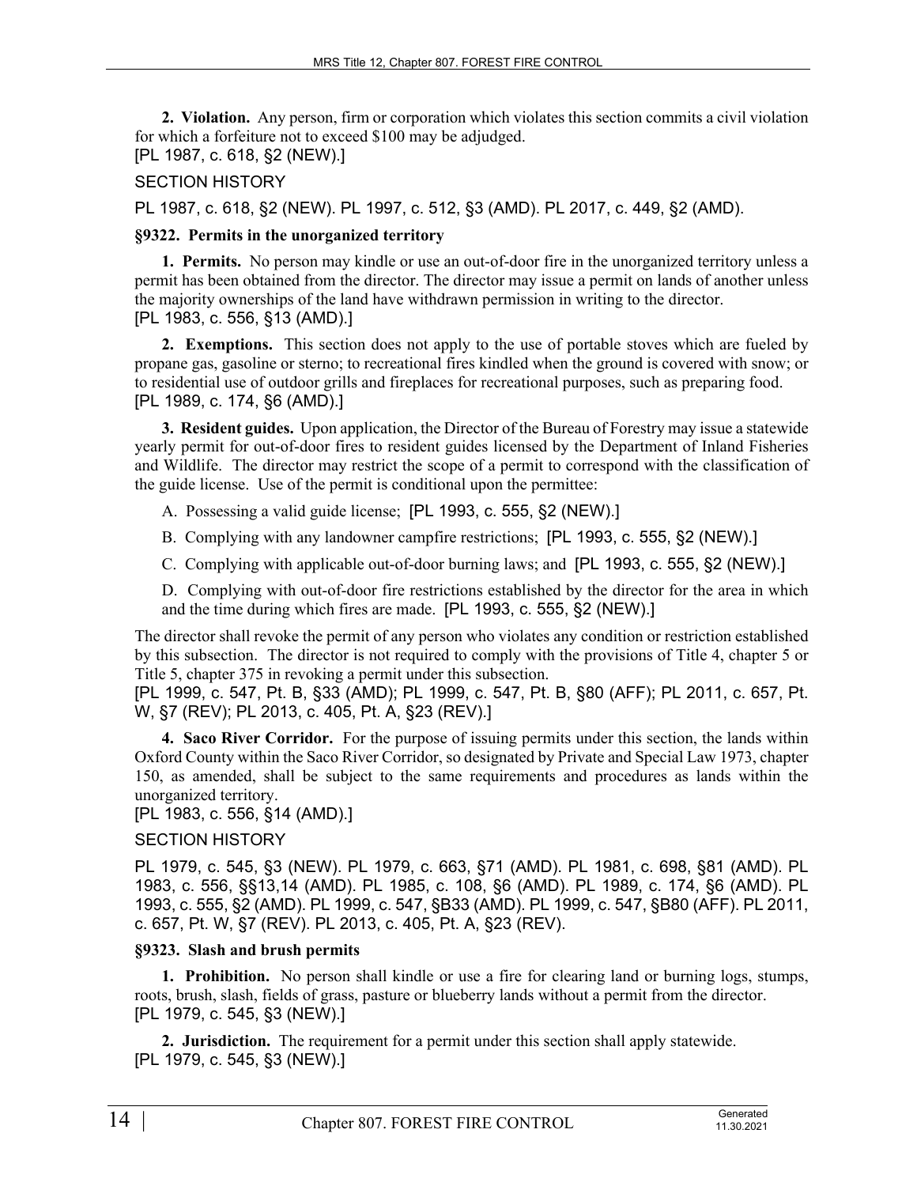**2. Violation.** Any person, firm or corporation which violates this section commits a civil violation for which a forfeiture not to exceed $100 may be adjudged.
[PL 1987, c. 618, §2 (NEW).]

SECTION HISTORY

PL 1987, c. 618, §2 (NEW). PL 1997, c. 512, §3 (AMD). PL 2017, c. 449, §2 (AMD).

### §9322. Permits in the unorganized territory

**1. Permits.** No person may kindle or use an out-of-door fire in the unorganized territory unless a permit has been obtained from the director. The director may issue a permit on lands of another unless the majority ownerships of the land have withdrawn permission in writing to the director.
[PL 1983, c. 556, §13 (AMD).]

**2. Exemptions.** This section does not apply to the use of portable stoves which are fueled by propane gas, gasoline or sterno; to recreational fires kindled when the ground is covered with snow; or to residential use of outdoor grills and fireplaces for recreational purposes, such as preparing food.
[PL 1989, c. 174, §6 (AMD).]

**3. Resident guides.** Upon application, the Director of the Bureau of Forestry may issue a statewide yearly permit for out-of-door fires to resident guides licensed by the Department of Inland Fisheries and Wildlife. The director may restrict the scope of a permit to correspond with the classification of the guide license. Use of the permit is conditional upon the permittee:

A. Possessing a valid guide license; [PL 1993, c. 555, §2 (NEW).]

B. Complying with any landowner campfire restrictions; [PL 1993, c. 555, §2 (NEW).]

C. Complying with applicable out-of-door burning laws; and [PL 1993, c. 555, §2 (NEW).]

D. Complying with out-of-door fire restrictions established by the director for the area in which and the time during which fires are made. [PL 1993, c. 555, §2 (NEW).]

The director shall revoke the permit of any person who violates any condition or restriction established by this subsection. The director is not required to comply with the provisions of Title 4, chapter 5 or Title 5, chapter 375 in revoking a permit under this subsection.
[PL 1999, c. 547, Pt. B, §33 (AMD); PL 1999, c. 547, Pt. B, §80 (AFF); PL 2011, c. 657, Pt. W, §7 (REV); PL 2013, c. 405, Pt. A, §23 (REV).]

**4. Saco River Corridor.** For the purpose of issuing permits under this section, the lands within Oxford County within the Saco River Corridor, so designated by Private and Special Law 1973, chapter 150, as amended, shall be subject to the same requirements and procedures as lands within the unorganized territory.
[PL 1983, c. 556, §14 (AMD).]

SECTION HISTORY

PL 1979, c. 545, §3 (NEW). PL 1979, c. 663, §71 (AMD). PL 1981, c. 698, §81 (AMD). PL 1983, c. 556, §§13,14 (AMD). PL 1985, c. 108, §6 (AMD). PL 1989, c. 174, §6 (AMD). PL 1993, c. 555, §2 (AMD). PL 1999, c. 547, §B33 (AMD). PL 1999, c. 547, §B80 (AFF). PL 2011, c. 657, Pt. W, §7 (REV). PL 2013, c. 405, Pt. A, §23 (REV).

### §9323. Slash and brush permits

**1. Prohibition.** No person shall kindle or use a fire for clearing land or burning logs, stumps, roots, brush, slash, fields of grass, pasture or blueberry lands without a permit from the director.
[PL 1979, c. 545, §3 (NEW).]

**2. Jurisdiction.** The requirement for a permit under this section shall apply statewide.
[PL 1979, c. 545, §3 (NEW).]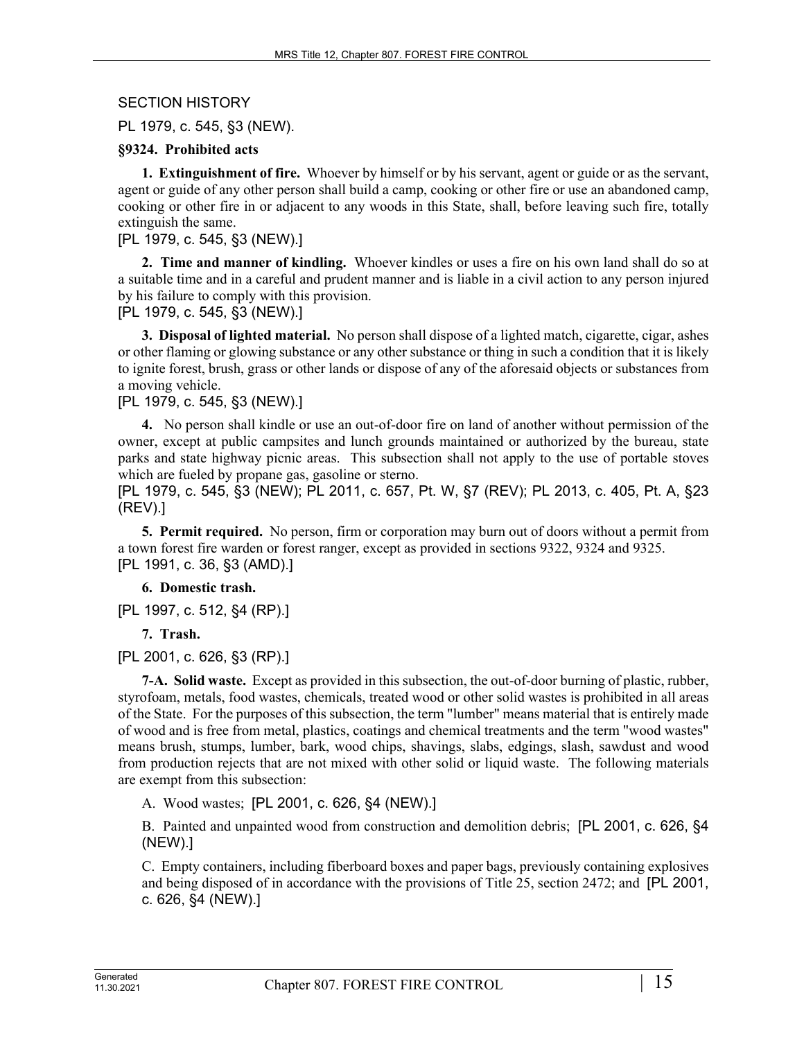SECTION HISTORY

PL 1979, c. 545, §3 (NEW).

**§9324. Prohibited acts**

**1. Extinguishment of fire.** Whoever by himself or by his servant, agent or guide or as the servant, agent or guide of any other person shall build a camp, cooking or other fire or use an abandoned camp, cooking or other fire in or adjacent to any woods in this State, shall, before leaving such fire, totally extinguish the same.

[PL 1979, c. 545, §3 (NEW).]

**2. Time and manner of kindling.** Whoever kindles or uses a fire on his own land shall do so at a suitable time and in a careful and prudent manner and is liable in a civil action to any person injured by his failure to comply with this provision.

[PL 1979, c. 545, §3 (NEW).]

**3. Disposal of lighted material.** No person shall dispose of a lighted match, cigarette, cigar, ashes or other flaming or glowing substance or any other substance or thing in such a condition that it is likely to ignite forest, brush, grass or other lands or dispose of any of the aforesaid objects or substances from a moving vehicle.

[PL 1979, c. 545, §3 (NEW).]

**4.** No person shall kindle or use an out-of-door fire on land of another without permission of the owner, except at public campsites and lunch grounds maintained or authorized by the bureau, state parks and state highway picnic areas. This subsection shall not apply to the use of portable stoves which are fueled by propane gas, gasoline or sterno.

[PL 1979, c. 545, §3 (NEW); PL 2011, c. 657, Pt. W, §7 (REV); PL 2013, c. 405, Pt. A, §23 (REV).]

**5. Permit required.** No person, firm or corporation may burn out of doors without a permit from a town forest fire warden or forest ranger, except as provided in sections 9322, 9324 and 9325.

[PL 1991, c. 36, §3 (AMD).]

**6. Domestic trash.**

[PL 1997, c. 512, §4 (RP).]

**7. Trash.**

[PL 2001, c. 626, §3 (RP).]

**7-A. Solid waste.** Except as provided in this subsection, the out-of-door burning of plastic, rubber, styrofoam, metals, food wastes, chemicals, treated wood or other solid wastes is prohibited in all areas of the State. For the purposes of this subsection, the term "lumber" means material that is entirely made of wood and is free from metal, plastics, coatings and chemical treatments and the term "wood wastes" means brush, stumps, lumber, bark, wood chips, shavings, slabs, edgings, slash, sawdust and wood from production rejects that are not mixed with other solid or liquid waste. The following materials are exempt from this subsection:

A. Wood wastes; [PL 2001, c. 626, §4 (NEW).]

B. Painted and unpainted wood from construction and demolition debris; [PL 2001, c. 626, §4 (NEW).]

C. Empty containers, including fiberboard boxes and paper bags, previously containing explosives and being disposed of in accordance with the provisions of Title 25, section 2472; and [PL 2001, c. 626, §4 (NEW).]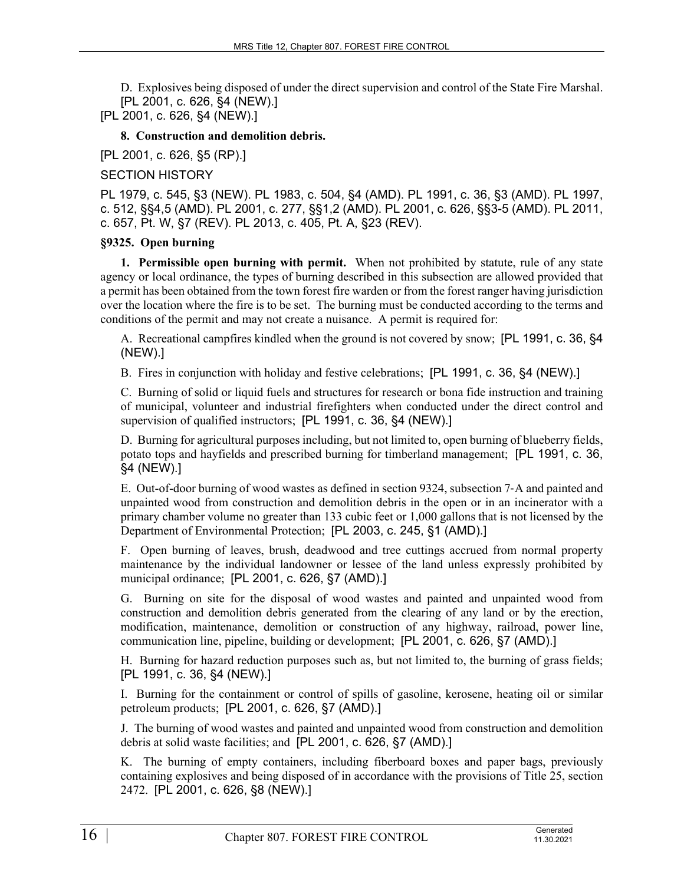D. Explosives being disposed of under the direct supervision and control of the State Fire Marshal. [PL 2001, c. 626, §4 (NEW).]

[PL 2001, c. 626, §4 (NEW).]

**8. Construction and demolition debris.**

[PL 2001, c. 626, §5 (RP).]

SECTION HISTORY

PL 1979, c. 545, §3 (NEW). PL 1983, c. 504, §4 (AMD). PL 1991, c. 36, §3 (AMD). PL 1997, c. 512, §§4,5 (AMD). PL 2001, c. 277, §§1,2 (AMD). PL 2001, c. 626, §§3-5 (AMD). PL 2011, c. 657, Pt. W, §7 (REV). PL 2013, c. 405, Pt. A, §23 (REV).

### §9325. Open burning

**1. Permissible open burning with permit.** When not prohibited by statute, rule of any state agency or local ordinance, the types of burning described in this subsection are allowed provided that a permit has been obtained from the town forest fire warden or from the forest ranger having jurisdiction over the location where the fire is to be set. The burning must be conducted according to the terms and conditions of the permit and may not create a nuisance. A permit is required for:

A. Recreational campfires kindled when the ground is not covered by snow; [PL 1991, c. 36, §4 (NEW).]

B. Fires in conjunction with holiday and festive celebrations; [PL 1991, c. 36, §4 (NEW).]

C. Burning of solid or liquid fuels and structures for research or bona fide instruction and training of municipal, volunteer and industrial firefighters when conducted under the direct control and supervision of qualified instructors; [PL 1991, c. 36, §4 (NEW).]

D. Burning for agricultural purposes including, but not limited to, open burning of blueberry fields, potato tops and hayfields and prescribed burning for timberland management; [PL 1991, c. 36, §4 (NEW).]

E. Out-of-door burning of wood wastes as defined in section 9324, subsection 7-A and painted and unpainted wood from construction and demolition debris in the open or in an incinerator with a primary chamber volume no greater than 133 cubic feet or 1,000 gallons that is not licensed by the Department of Environmental Protection; [PL 2003, c. 245, §1 (AMD).]

F. Open burning of leaves, brush, deadwood and tree cuttings accrued from normal property maintenance by the individual landowner or lessee of the land unless expressly prohibited by municipal ordinance; [PL 2001, c. 626, §7 (AMD).]

G. Burning on site for the disposal of wood wastes and painted and unpainted wood from construction and demolition debris generated from the clearing of any land or by the erection, modification, maintenance, demolition or construction of any highway, railroad, power line, communication line, pipeline, building or development; [PL 2001, c. 626, §7 (AMD).]

H. Burning for hazard reduction purposes such as, but not limited to, the burning of grass fields; [PL 1991, c. 36, §4 (NEW).]

I. Burning for the containment or control of spills of gasoline, kerosene, heating oil or similar petroleum products; [PL 2001, c. 626, §7 (AMD).]

J. The burning of wood wastes and painted and unpainted wood from construction and demolition debris at solid waste facilities; and [PL 2001, c. 626, §7 (AMD).]

K. The burning of empty containers, including fiberboard boxes and paper bags, previously containing explosives and being disposed of in accordance with the provisions of Title 25, section 2472. [PL 2001, c. 626, §8 (NEW).]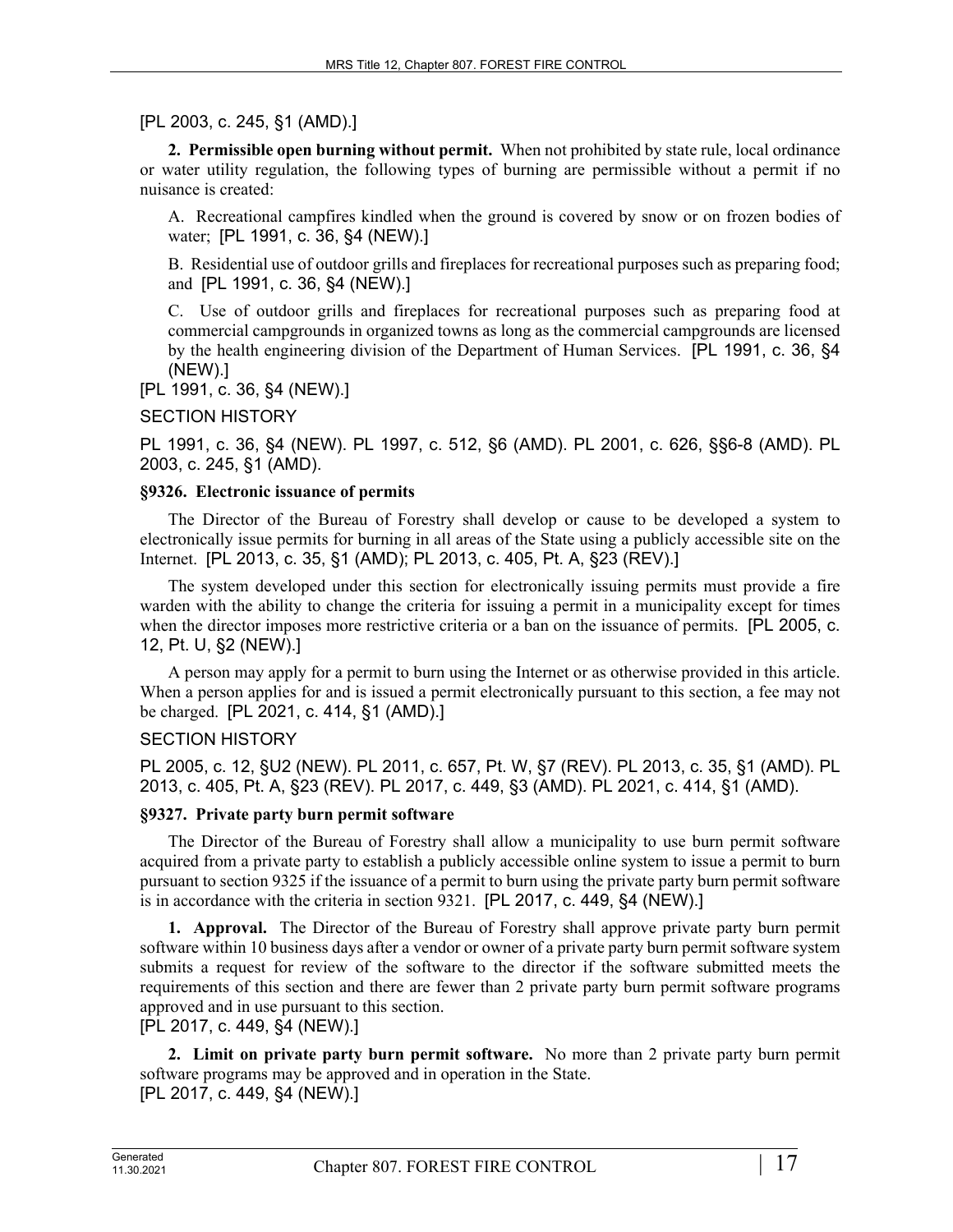[PL 2003, c. 245, §1 (AMD).]

**2. Permissible open burning without permit.** When not prohibited by state rule, local ordinance or water utility regulation, the following types of burning are permissible without a permit if no nuisance is created:

A. Recreational campfires kindled when the ground is covered by snow or on frozen bodies of water; [PL 1991, c. 36, §4 (NEW).]

B. Residential use of outdoor grills and fireplaces for recreational purposes such as preparing food; and [PL 1991, c. 36, §4 (NEW).]

C. Use of outdoor grills and fireplaces for recreational purposes such as preparing food at commercial campgrounds in organized towns as long as the commercial campgrounds are licensed by the health engineering division of the Department of Human Services. [PL 1991, c. 36, §4 (NEW).]

[PL 1991, c. 36, §4 (NEW).]

SECTION HISTORY

PL 1991, c. 36, §4 (NEW). PL 1997, c. 512, §6 (AMD). PL 2001, c. 626, §§6-8 (AMD). PL 2003, c. 245, §1 (AMD).

### §9326. Electronic issuance of permits

The Director of the Bureau of Forestry shall develop or cause to be developed a system to electronically issue permits for burning in all areas of the State using a publicly accessible site on the Internet. [PL 2013, c. 35, §1 (AMD); PL 2013, c. 405, Pt. A, §23 (REV).]

The system developed under this section for electronically issuing permits must provide a fire warden with the ability to change the criteria for issuing a permit in a municipality except for times when the director imposes more restrictive criteria or a ban on the issuance of permits. [PL 2005, c. 12, Pt. U, §2 (NEW).]

A person may apply for a permit to burn using the Internet or as otherwise provided in this article. When a person applies for and is issued a permit electronically pursuant to this section, a fee may not be charged. [PL 2021, c. 414, §1 (AMD).]

SECTION HISTORY

PL 2005, c. 12, §U2 (NEW). PL 2011, c. 657, Pt. W, §7 (REV). PL 2013, c. 35, §1 (AMD). PL 2013, c. 405, Pt. A, §23 (REV). PL 2017, c. 449, §3 (AMD). PL 2021, c. 414, §1 (AMD).

### §9327. Private party burn permit software

The Director of the Bureau of Forestry shall allow a municipality to use burn permit software acquired from a private party to establish a publicly accessible online system to issue a permit to burn pursuant to section 9325 if the issuance of a permit to burn using the private party burn permit software is in accordance with the criteria in section 9321. [PL 2017, c. 449, §4 (NEW).]

**1. Approval.** The Director of the Bureau of Forestry shall approve private party burn permit software within 10 business days after a vendor or owner of a private party burn permit software system submits a request for review of the software to the director if the software submitted meets the requirements of this section and there are fewer than 2 private party burn permit software programs approved and in use pursuant to this section.

[PL 2017, c. 449, §4 (NEW).]

**2. Limit on private party burn permit software.** No more than 2 private party burn permit software programs may be approved and in operation in the State.

[PL 2017, c. 449, §4 (NEW).]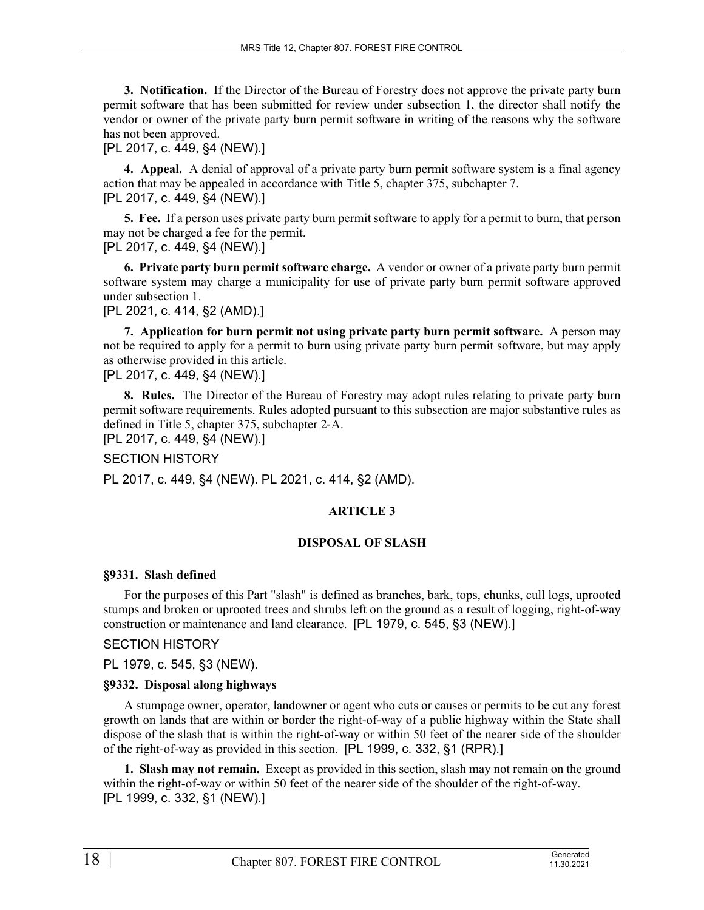**3. Notification.** If the Director of the Bureau of Forestry does not approve the private party burn permit software that has been submitted for review under subsection 1, the director shall notify the vendor or owner of the private party burn permit software in writing of the reasons why the software has not been approved.
[PL 2017, c. 449, §4 (NEW).]

**4. Appeal.** A denial of approval of a private party burn permit software system is a final agency action that may be appealed in accordance with Title 5, chapter 375, subchapter 7.
[PL 2017, c. 449, §4 (NEW).]

**5. Fee.** If a person uses private party burn permit software to apply for a permit to burn, that person may not be charged a fee for the permit.
[PL 2017, c. 449, §4 (NEW).]

**6. Private party burn permit software charge.** A vendor or owner of a private party burn permit software system may charge a municipality for use of private party burn permit software approved under subsection 1.
[PL 2021, c. 414, §2 (AMD).]

**7. Application for burn permit not using private party burn permit software.** A person may not be required to apply for a permit to burn using private party burn permit software, but may apply as otherwise provided in this article.
[PL 2017, c. 449, §4 (NEW).]

**8. Rules.** The Director of the Bureau of Forestry may adopt rules relating to private party burn permit software requirements. Rules adopted pursuant to this subsection are major substantive rules as defined in Title 5, chapter 375, subchapter 2-A.
[PL 2017, c. 449, §4 (NEW).]

SECTION HISTORY

PL 2017, c. 449, §4 (NEW). PL 2021, c. 414, §2 (AMD).

## ARTICLE 3

## DISPOSAL OF SLASH

### §9331. Slash defined

For the purposes of this Part "slash" is defined as branches, bark, tops, chunks, cull logs, uprooted stumps and broken or uprooted trees and shrubs left on the ground as a result of logging, right-of-way construction or maintenance and land clearance. [PL 1979, c. 545, §3 (NEW).]

SECTION HISTORY

PL 1979, c. 545, §3 (NEW).

### §9332. Disposal along highways

A stumpage owner, operator, landowner or agent who cuts or causes or permits to be cut any forest growth on lands that are within or border the right-of-way of a public highway within the State shall dispose of the slash that is within the right-of-way or within 50 feet of the nearer side of the shoulder of the right-of-way as provided in this section. [PL 1999, c. 332, §1 (RPR).]

**1. Slash may not remain.** Except as provided in this section, slash may not remain on the ground within the right-of-way or within 50 feet of the nearer side of the shoulder of the right-of-way.
[PL 1999, c. 332, §1 (NEW).]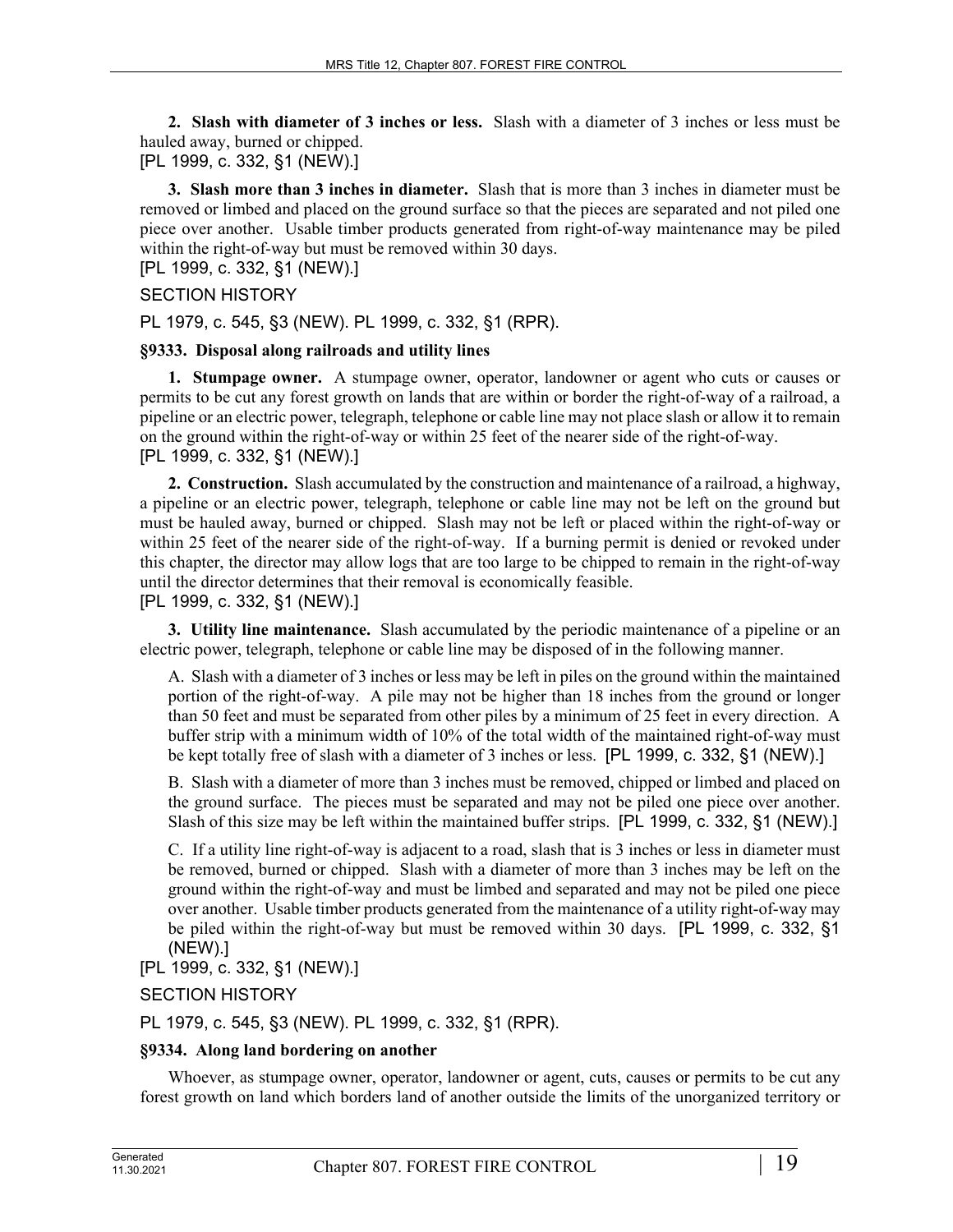**2. Slash with diameter of 3 inches or less.** Slash with a diameter of 3 inches or less must be hauled away, burned or chipped.
[PL 1999, c. 332, §1 (NEW).]

**3. Slash more than 3 inches in diameter.** Slash that is more than 3 inches in diameter must be removed or limbed and placed on the ground surface so that the pieces are separated and not piled one piece over another. Usable timber products generated from right-of-way maintenance may be piled within the right-of-way but must be removed within 30 days.
[PL 1999, c. 332, §1 (NEW).]

SECTION HISTORY

PL 1979, c. 545, §3 (NEW). PL 1999, c. 332, §1 (RPR).

### §9333. Disposal along railroads and utility lines

**1. Stumpage owner.** A stumpage owner, operator, landowner or agent who cuts or causes or permits to be cut any forest growth on lands that are within or border the right-of-way of a railroad, a pipeline or an electric power, telegraph, telephone or cable line may not place slash or allow it to remain on the ground within the right-of-way or within 25 feet of the nearer side of the right-of-way.
[PL 1999, c. 332, §1 (NEW).]

**2. Construction.** Slash accumulated by the construction and maintenance of a railroad, a highway, a pipeline or an electric power, telegraph, telephone or cable line may not be left on the ground but must be hauled away, burned or chipped. Slash may not be left or placed within the right-of-way or within 25 feet of the nearer side of the right-of-way. If a burning permit is denied or revoked under this chapter, the director may allow logs that are too large to be chipped to remain in the right-of-way until the director determines that their removal is economically feasible.
[PL 1999, c. 332, §1 (NEW).]

**3. Utility line maintenance.** Slash accumulated by the periodic maintenance of a pipeline or an electric power, telegraph, telephone or cable line may be disposed of in the following manner.

A. Slash with a diameter of 3 inches or less may be left in piles on the ground within the maintained portion of the right-of-way. A pile may not be higher than 18 inches from the ground or longer than 50 feet and must be separated from other piles by a minimum of 25 feet in every direction. A buffer strip with a minimum width of 10% of the total width of the maintained right-of-way must be kept totally free of slash with a diameter of 3 inches or less. [PL 1999, c. 332, §1 (NEW).]

B. Slash with a diameter of more than 3 inches must be removed, chipped or limbed and placed on the ground surface. The pieces must be separated and may not be piled one piece over another. Slash of this size may be left within the maintained buffer strips. [PL 1999, c. 332, §1 (NEW).]

C. If a utility line right-of-way is adjacent to a road, slash that is 3 inches or less in diameter must be removed, burned or chipped. Slash with a diameter of more than 3 inches may be left on the ground within the right-of-way and must be limbed and separated and may not be piled one piece over another. Usable timber products generated from the maintenance of a utility right-of-way may be piled within the right-of-way but must be removed within 30 days. [PL 1999, c. 332, §1 (NEW).]

[PL 1999, c. 332, §1 (NEW).]

SECTION HISTORY

PL 1979, c. 545, §3 (NEW). PL 1999, c. 332, §1 (RPR).

### §9334. Along land bordering on another

Whoever, as stumpage owner, operator, landowner or agent, cuts, causes or permits to be cut any forest growth on land which borders land of another outside the limits of the unorganized territory or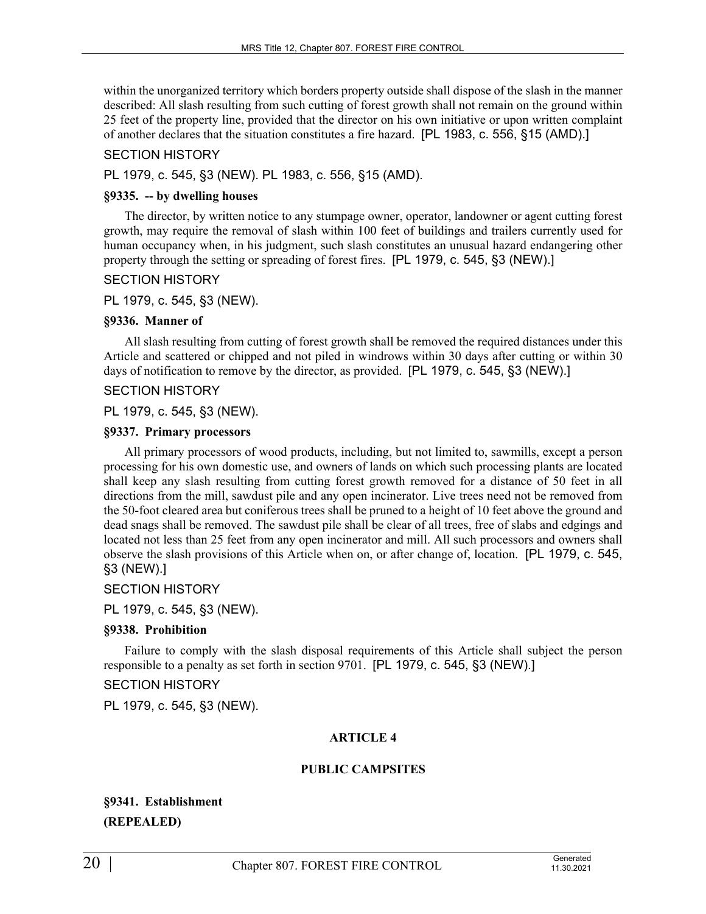within the unorganized territory which borders property outside shall dispose of the slash in the manner described: All slash resulting from such cutting of forest growth shall not remain on the ground within 25 feet of the property line, provided that the director on his own initiative or upon written complaint of another declares that the situation constitutes a fire hazard. [PL 1983, c. 556, §15 (AMD).]

SECTION HISTORY

PL 1979, c. 545, §3 (NEW). PL 1983, c. 556, §15 (AMD).

**§9335. -- by dwelling houses**

The director, by written notice to any stumpage owner, operator, landowner or agent cutting forest growth, may require the removal of slash within 100 feet of buildings and trailers currently used for human occupancy when, in his judgment, such slash constitutes an unusual hazard endangering other property through the setting or spreading of forest fires. [PL 1979, c. 545, §3 (NEW).]

SECTION HISTORY

PL 1979, c. 545, §3 (NEW).

**§9336. Manner of**

All slash resulting from cutting of forest growth shall be removed the required distances under this Article and scattered or chipped and not piled in windrows within 30 days after cutting or within 30 days of notification to remove by the director, as provided. [PL 1979, c. 545, §3 (NEW).]

SECTION HISTORY

PL 1979, c. 545, §3 (NEW).

**§9337. Primary processors**

All primary processors of wood products, including, but not limited to, sawmills, except a person processing for his own domestic use, and owners of lands on which such processing plants are located shall keep any slash resulting from cutting forest growth removed for a distance of 50 feet in all directions from the mill, sawdust pile and any open incinerator. Live trees need not be removed from the 50-foot cleared area but coniferous trees shall be pruned to a height of 10 feet above the ground and dead snags shall be removed. The sawdust pile shall be clear of all trees, free of slabs and edgings and located not less than 25 feet from any open incinerator and mill. All such processors and owners shall observe the slash provisions of this Article when on, or after change of, location. [PL 1979, c. 545, §3 (NEW).]

SECTION HISTORY

PL 1979, c. 545, §3 (NEW).

**§9338. Prohibition**

Failure to comply with the slash disposal requirements of this Article shall subject the person responsible to a penalty as set forth in section 9701. [PL 1979, c. 545, §3 (NEW).]

SECTION HISTORY

PL 1979, c. 545, §3 (NEW).

## ARTICLE 4

## PUBLIC CAMPSITES

**§9341. Establishment**

**(REPEALED)**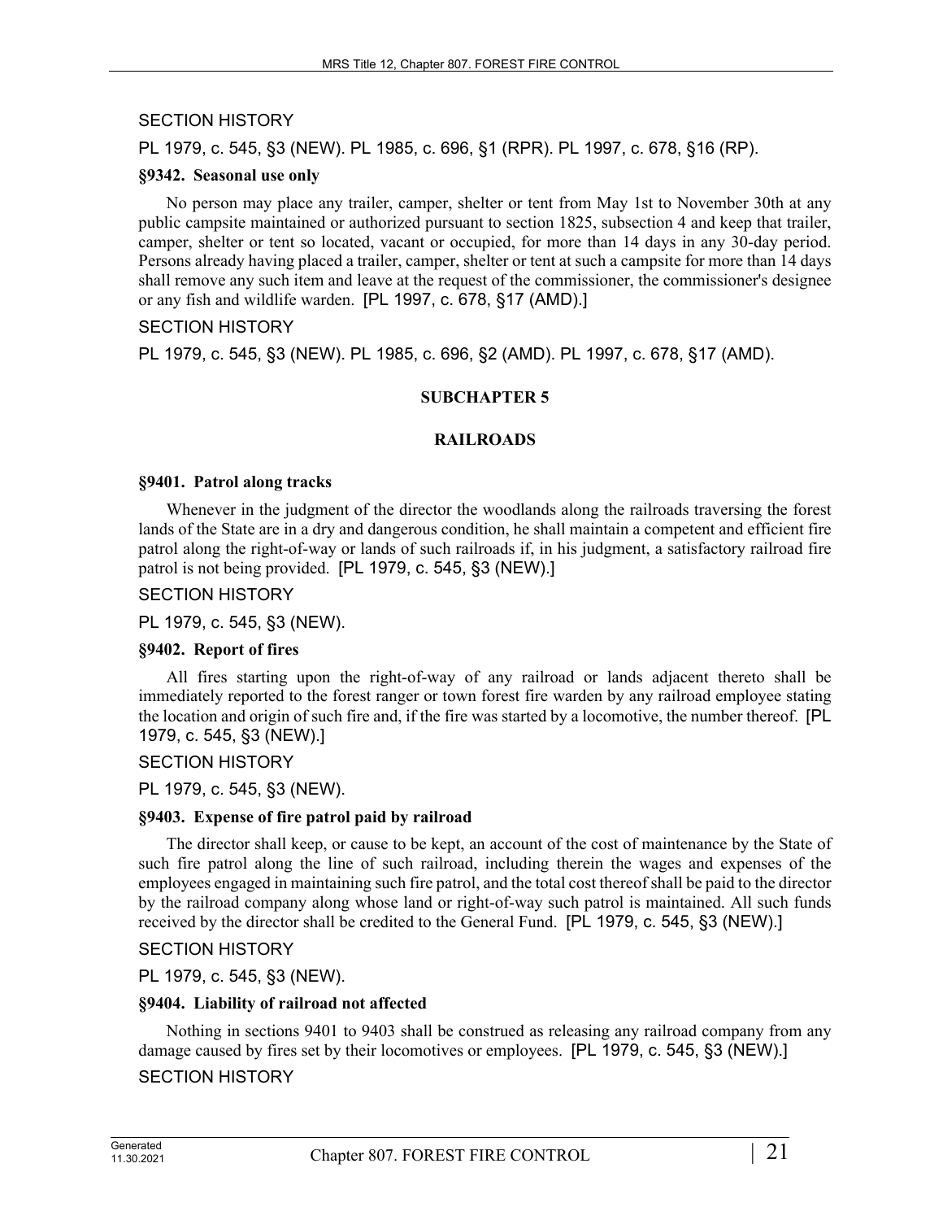SECTION HISTORY

PL 1979, c. 545, §3 (NEW). PL 1985, c. 696, §1 (RPR). PL 1997, c. 678, §16 (RP).

**§9342. Seasonal use only**

No person may place any trailer, camper, shelter or tent from May 1st to November 30th at any public campsite maintained or authorized pursuant to section 1825, subsection 4 and keep that trailer, camper, shelter or tent so located, vacant or occupied, for more than 14 days in any 30-day period. Persons already having placed a trailer, camper, shelter or tent at such a campsite for more than 14 days shall remove any such item and leave at the request of the commissioner, the commissioner's designee or any fish and wildlife warden. [PL 1997, c. 678, §17 (AMD).]

SECTION HISTORY

PL 1979, c. 545, §3 (NEW). PL 1985, c. 696, §2 (AMD). PL 1997, c. 678, §17 (AMD).

## SUBCHAPTER 5

## RAILROADS

**§9401. Patrol along tracks**

Whenever in the judgment of the director the woodlands along the railroads traversing the forest lands of the State are in a dry and dangerous condition, he shall maintain a competent and efficient fire patrol along the right-of-way or lands of such railroads if, in his judgment, a satisfactory railroad fire patrol is not being provided. [PL 1979, c. 545, §3 (NEW).]

SECTION HISTORY

PL 1979, c. 545, §3 (NEW).

**§9402. Report of fires**

All fires starting upon the right-of-way of any railroad or lands adjacent thereto shall be immediately reported to the forest ranger or town forest fire warden by any railroad employee stating the location and origin of such fire and, if the fire was started by a locomotive, the number thereof. [PL 1979, c. 545, §3 (NEW).]

SECTION HISTORY

PL 1979, c. 545, §3 (NEW).

**§9403. Expense of fire patrol paid by railroad**

The director shall keep, or cause to be kept, an account of the cost of maintenance by the State of such fire patrol along the line of such railroad, including therein the wages and expenses of the employees engaged in maintaining such fire patrol, and the total cost thereof shall be paid to the director by the railroad company along whose land or right-of-way such patrol is maintained. All such funds received by the director shall be credited to the General Fund. [PL 1979, c. 545, §3 (NEW).]

SECTION HISTORY

PL 1979, c. 545, §3 (NEW).

**§9404. Liability of railroad not affected**

Nothing in sections 9401 to 9403 shall be construed as releasing any railroad company from any damage caused by fires set by their locomotives or employees. [PL 1979, c. 545, §3 (NEW).]

SECTION HISTORY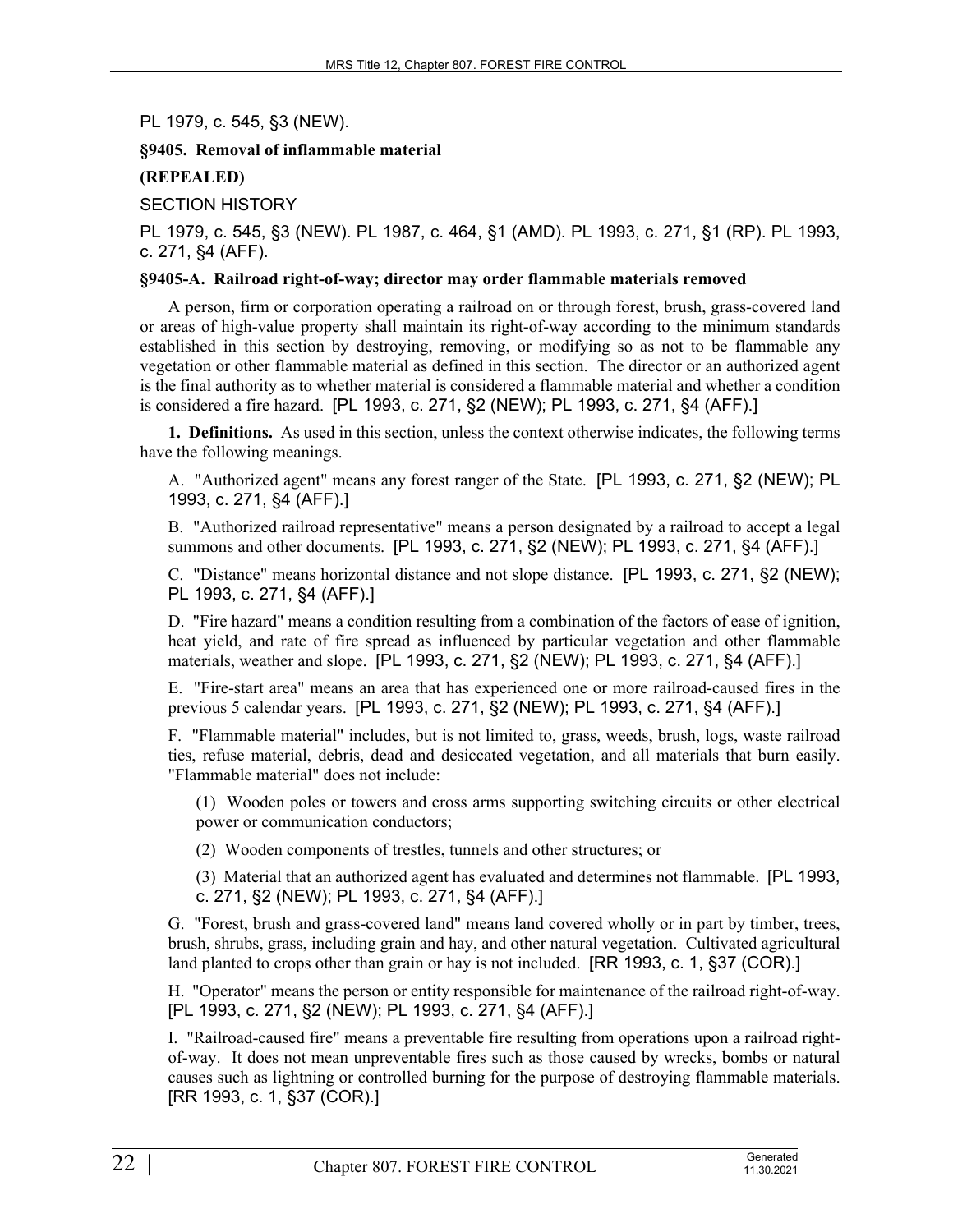PL 1979, c. 545, §3 (NEW).

**§9405. Removal of inflammable material**

**(REPEALED)**

SECTION HISTORY

PL 1979, c. 545, §3 (NEW). PL 1987, c. 464, §1 (AMD). PL 1993, c. 271, §1 (RP). PL 1993, c. 271, §4 (AFF).

**§9405-A. Railroad right-of-way; director may order flammable materials removed**

A person, firm or corporation operating a railroad on or through forest, brush, grass-covered land or areas of high-value property shall maintain its right-of-way according to the minimum standards established in this section by destroying, removing, or modifying so as not to be flammable any vegetation or other flammable material as defined in this section. The director or an authorized agent is the final authority as to whether material is considered a flammable material and whether a condition is considered a fire hazard. [PL 1993, c. 271, §2 (NEW); PL 1993, c. 271, §4 (AFF).]

**1. Definitions.** As used in this section, unless the context otherwise indicates, the following terms have the following meanings.

A. "Authorized agent" means any forest ranger of the State. [PL 1993, c. 271, §2 (NEW); PL 1993, c. 271, §4 (AFF).]

B. "Authorized railroad representative" means a person designated by a railroad to accept a legal summons and other documents. [PL 1993, c. 271, §2 (NEW); PL 1993, c. 271, §4 (AFF).]

C. "Distance" means horizontal distance and not slope distance. [PL 1993, c. 271, §2 (NEW); PL 1993, c. 271, §4 (AFF).]

D. "Fire hazard" means a condition resulting from a combination of the factors of ease of ignition, heat yield, and rate of fire spread as influenced by particular vegetation and other flammable materials, weather and slope. [PL 1993, c. 271, §2 (NEW); PL 1993, c. 271, §4 (AFF).]

E. "Fire-start area" means an area that has experienced one or more railroad-caused fires in the previous 5 calendar years. [PL 1993, c. 271, §2 (NEW); PL 1993, c. 271, §4 (AFF).]

F. "Flammable material" includes, but is not limited to, grass, weeds, brush, logs, waste railroad ties, refuse material, debris, dead and desiccated vegetation, and all materials that burn easily. "Flammable material" does not include:

(1) Wooden poles or towers and cross arms supporting switching circuits or other electrical power or communication conductors;

(2) Wooden components of trestles, tunnels and other structures; or

(3) Material that an authorized agent has evaluated and determines not flammable. [PL 1993, c. 271, §2 (NEW); PL 1993, c. 271, §4 (AFF).]

G. "Forest, brush and grass-covered land" means land covered wholly or in part by timber, trees, brush, shrubs, grass, including grain and hay, and other natural vegetation. Cultivated agricultural land planted to crops other than grain or hay is not included. [RR 1993, c. 1, §37 (COR).]

H. "Operator" means the person or entity responsible for maintenance of the railroad right-of-way. [PL 1993, c. 271, §2 (NEW); PL 1993, c. 271, §4 (AFF).]

I. "Railroad-caused fire" means a preventable fire resulting from operations upon a railroad right-of-way. It does not mean unpreventable fires such as those caused by wrecks, bombs or natural causes such as lightning or controlled burning for the purpose of destroying flammable materials. [RR 1993, c. 1, §37 (COR).]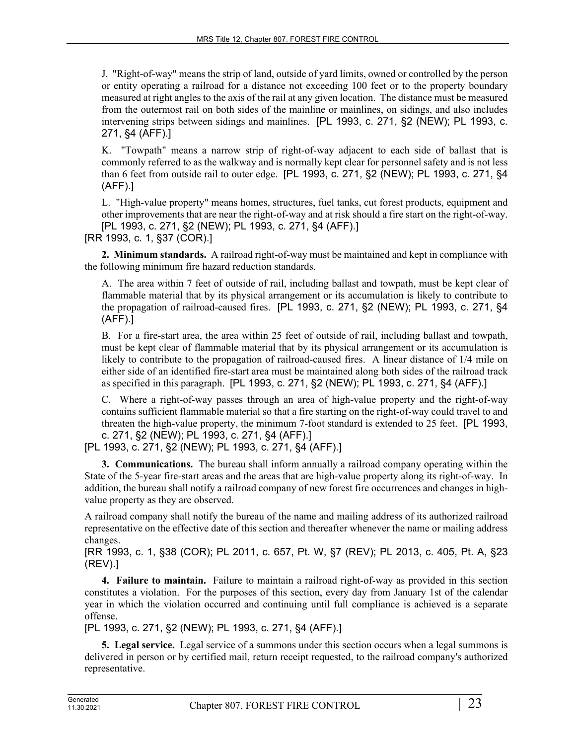J. "Right-of-way" means the strip of land, outside of yard limits, owned or controlled by the person or entity operating a railroad for a distance not exceeding 100 feet or to the property boundary measured at right angles to the axis of the rail at any given location. The distance must be measured from the outermost rail on both sides of the mainline or mainlines, on sidings, and also includes intervening strips between sidings and mainlines. [PL 1993, c. 271, §2 (NEW); PL 1993, c. 271, §4 (AFF).]

K. "Towpath" means a narrow strip of right-of-way adjacent to each side of ballast that is commonly referred to as the walkway and is normally kept clear for personnel safety and is not less than 6 feet from outside rail to outer edge. [PL 1993, c. 271, §2 (NEW); PL 1993, c. 271, §4 (AFF).]

L. "High-value property" means homes, structures, fuel tanks, cut forest products, equipment and other improvements that are near the right-of-way and at risk should a fire start on the right-of-way. [PL 1993, c. 271, §2 (NEW); PL 1993, c. 271, §4 (AFF).]

[RR 1993, c. 1, §37 (COR).]

**2. Minimum standards.** A railroad right-of-way must be maintained and kept in compliance with the following minimum fire hazard reduction standards.

A. The area within 7 feet of outside of rail, including ballast and towpath, must be kept clear of flammable material that by its physical arrangement or its accumulation is likely to contribute to the propagation of railroad-caused fires. [PL 1993, c. 271, §2 (NEW); PL 1993, c. 271, §4 (AFF).]

B. For a fire-start area, the area within 25 feet of outside of rail, including ballast and towpath, must be kept clear of flammable material that by its physical arrangement or its accumulation is likely to contribute to the propagation of railroad-caused fires. A linear distance of 1/4 mile on either side of an identified fire-start area must be maintained along both sides of the railroad track as specified in this paragraph. [PL 1993, c. 271, §2 (NEW); PL 1993, c. 271, §4 (AFF).]

C. Where a right-of-way passes through an area of high-value property and the right-of-way contains sufficient flammable material so that a fire starting on the right-of-way could travel to and threaten the high-value property, the minimum 7-foot standard is extended to 25 feet. [PL 1993, c. 271, §2 (NEW); PL 1993, c. 271, §4 (AFF).]

[PL 1993, c. 271, §2 (NEW); PL 1993, c. 271, §4 (AFF).]

**3. Communications.** The bureau shall inform annually a railroad company operating within the State of the 5-year fire-start areas and the areas that are high-value property along its right-of-way. In addition, the bureau shall notify a railroad company of new forest fire occurrences and changes in high-value property as they are observed.

A railroad company shall notify the bureau of the name and mailing address of its authorized railroad representative on the effective date of this section and thereafter whenever the name or mailing address changes.

[RR 1993, c. 1, §38 (COR); PL 2011, c. 657, Pt. W, §7 (REV); PL 2013, c. 405, Pt. A, §23 (REV).]

**4. Failure to maintain.** Failure to maintain a railroad right-of-way as provided in this section constitutes a violation. For the purposes of this section, every day from January 1st of the calendar year in which the violation occurred and continuing until full compliance is achieved is a separate offense.

[PL 1993, c. 271, §2 (NEW); PL 1993, c. 271, §4 (AFF).]

**5. Legal service.** Legal service of a summons under this section occurs when a legal summons is delivered in person or by certified mail, return receipt requested, to the railroad company's authorized representative.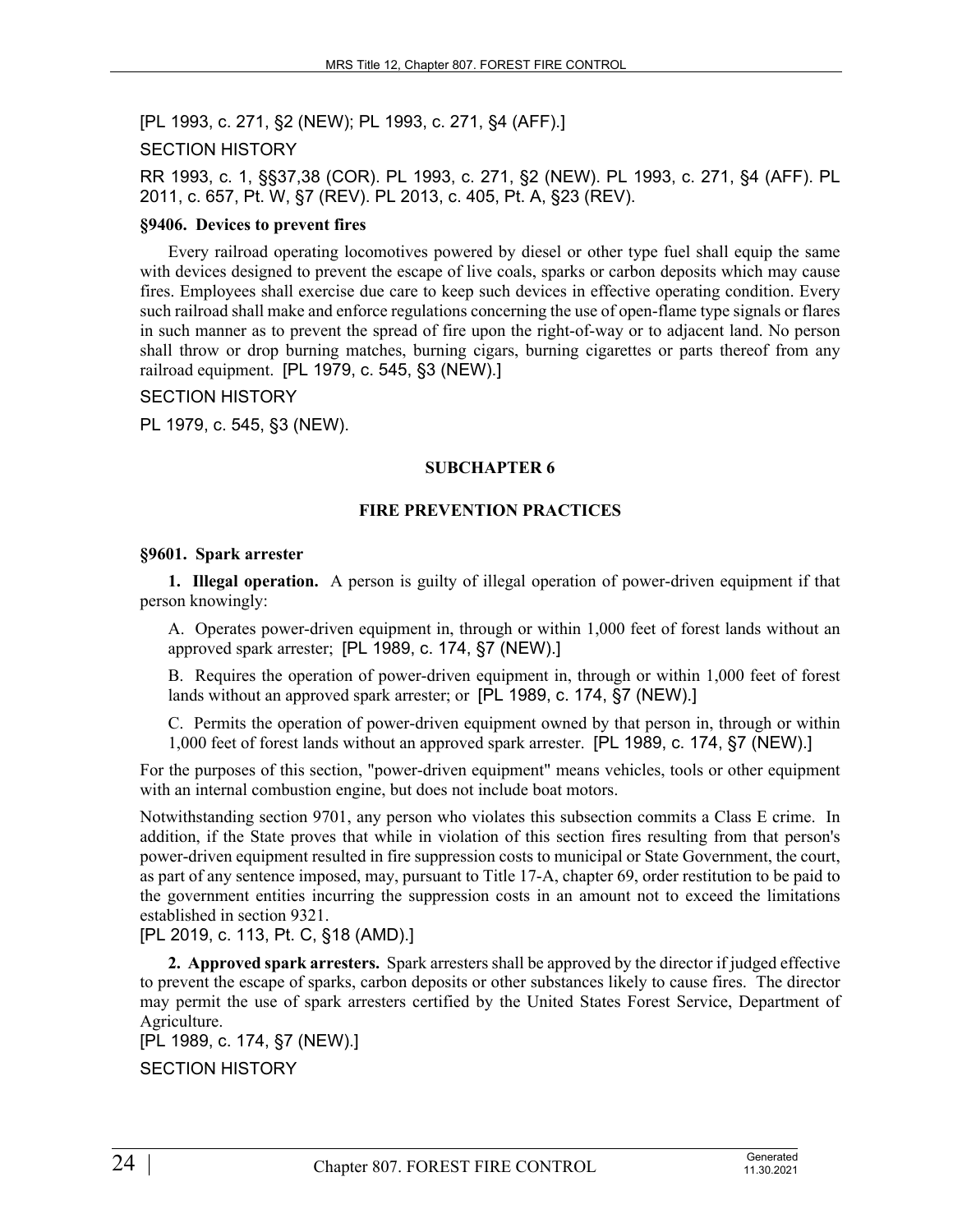[PL 1993, c. 271, §2 (NEW); PL 1993, c. 271, §4 (AFF).]

SECTION HISTORY

RR 1993, c. 1, §§37,38 (COR). PL 1993, c. 271, §2 (NEW). PL 1993, c. 271, §4 (AFF). PL 2011, c. 657, Pt. W, §7 (REV). PL 2013, c. 405, Pt. A, §23 (REV).

**§9406. Devices to prevent fires**

Every railroad operating locomotives powered by diesel or other type fuel shall equip the same with devices designed to prevent the escape of live coals, sparks or carbon deposits which may cause fires. Employees shall exercise due care to keep such devices in effective operating condition. Every such railroad shall make and enforce regulations concerning the use of open-flame type signals or flares in such manner as to prevent the spread of fire upon the right-of-way or to adjacent land. No person shall throw or drop burning matches, burning cigars, burning cigarettes or parts thereof from any railroad equipment. [PL 1979, c. 545, §3 (NEW).]

SECTION HISTORY

PL 1979, c. 545, §3 (NEW).

## SUBCHAPTER 6

## FIRE PREVENTION PRACTICES

**§9601. Spark arrester**

**1. Illegal operation.** A person is guilty of illegal operation of power-driven equipment if that person knowingly:

A. Operates power-driven equipment in, through or within 1,000 feet of forest lands without an approved spark arrester; [PL 1989, c. 174, §7 (NEW).]

B. Requires the operation of power-driven equipment in, through or within 1,000 feet of forest lands without an approved spark arrester; or [PL 1989, c. 174, §7 (NEW).]

C. Permits the operation of power-driven equipment owned by that person in, through or within 1,000 feet of forest lands without an approved spark arrester. [PL 1989, c. 174, §7 (NEW).]

For the purposes of this section, "power-driven equipment" means vehicles, tools or other equipment with an internal combustion engine, but does not include boat motors.

Notwithstanding section 9701, any person who violates this subsection commits a Class E crime. In addition, if the State proves that while in violation of this section fires resulting from that person's power-driven equipment resulted in fire suppression costs to municipal or State Government, the court, as part of any sentence imposed, may, pursuant to Title 17-A, chapter 69, order restitution to be paid to the government entities incurring the suppression costs in an amount not to exceed the limitations established in section 9321.

[PL 2019, c. 113, Pt. C, §18 (AMD).]

**2. Approved spark arresters.** Spark arresters shall be approved by the director if judged effective to prevent the escape of sparks, carbon deposits or other substances likely to cause fires. The director may permit the use of spark arresters certified by the United States Forest Service, Department of Agriculture.

[PL 1989, c. 174, §7 (NEW).]

SECTION HISTORY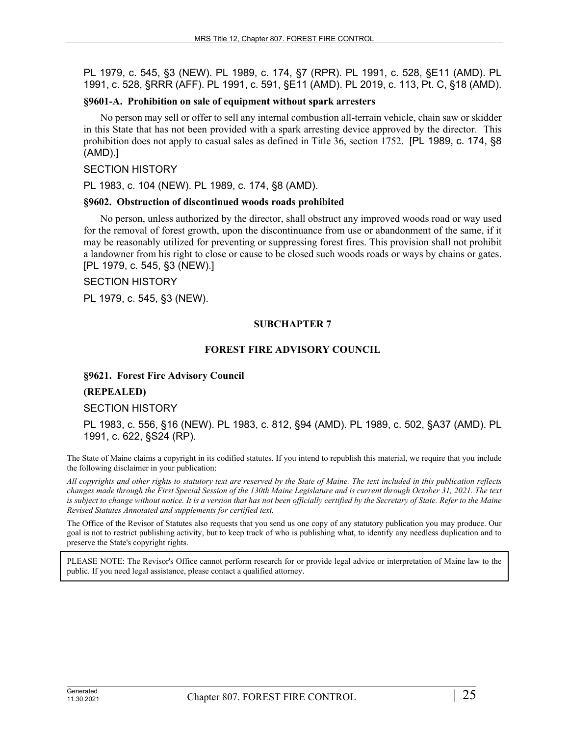PL 1979, c. 545, §3 (NEW). PL 1989, c. 174, §7 (RPR). PL 1991, c. 528, §E11 (AMD). PL 1991, c. 528, §RRR (AFF). PL 1991, c. 591, §E11 (AMD). PL 2019, c. 113, Pt. C, §18 (AMD).

### §9601-A. Prohibition on sale of equipment without spark arresters

No person may sell or offer to sell any internal combustion all-terrain vehicle, chain saw or skidder in this State that has not been provided with a spark arresting device approved by the director. This prohibition does not apply to casual sales as defined in Title 36, section 1752. [PL 1989, c. 174, §8 (AMD).]

SECTION HISTORY

PL 1983, c. 104 (NEW). PL 1989, c. 174, §8 (AMD).

### §9602. Obstruction of discontinued woods roads prohibited

No person, unless authorized by the director, shall obstruct any improved woods road or way used for the removal of forest growth, upon the discontinuance from use or abandonment of the same, if it may be reasonably utilized for preventing or suppressing forest fires. This provision shall not prohibit a landowner from his right to close or cause to be closed such woods roads or ways by chains or gates. [PL 1979, c. 545, §3 (NEW).]

SECTION HISTORY

PL 1979, c. 545, §3 (NEW).

## SUBCHAPTER 7

## FOREST FIRE ADVISORY COUNCIL

### §9621. Forest Fire Advisory Council

**(REPEALED)**

SECTION HISTORY

PL 1983, c. 556, §16 (NEW). PL 1983, c. 812, §94 (AMD). PL 1989, c. 502, §A37 (AMD). PL 1991, c. 622, §S24 (RP).

The State of Maine claims a copyright in its codified statutes. If you intend to republish this material, we require that you include the following disclaimer in your publication:

*All copyrights and other rights to statutory text are reserved by the State of Maine. The text included in this publication reflects changes made through the First Special Session of the 130th Maine Legislature and is current through October 31, 2021. The text is subject to change without notice. It is a version that has not been officially certified by the Secretary of State. Refer to the Maine Revised Statutes Annotated and supplements for certified text.*

The Office of the Revisor of Statutes also requests that you send us one copy of any statutory publication you may produce. Our goal is not to restrict publishing activity, but to keep track of who is publishing what, to identify any needless duplication and to preserve the State's copyright rights.

PLEASE NOTE: The Revisor's Office cannot perform research for or provide legal advice or interpretation of Maine law to the public. If you need legal assistance, please contact a qualified attorney.